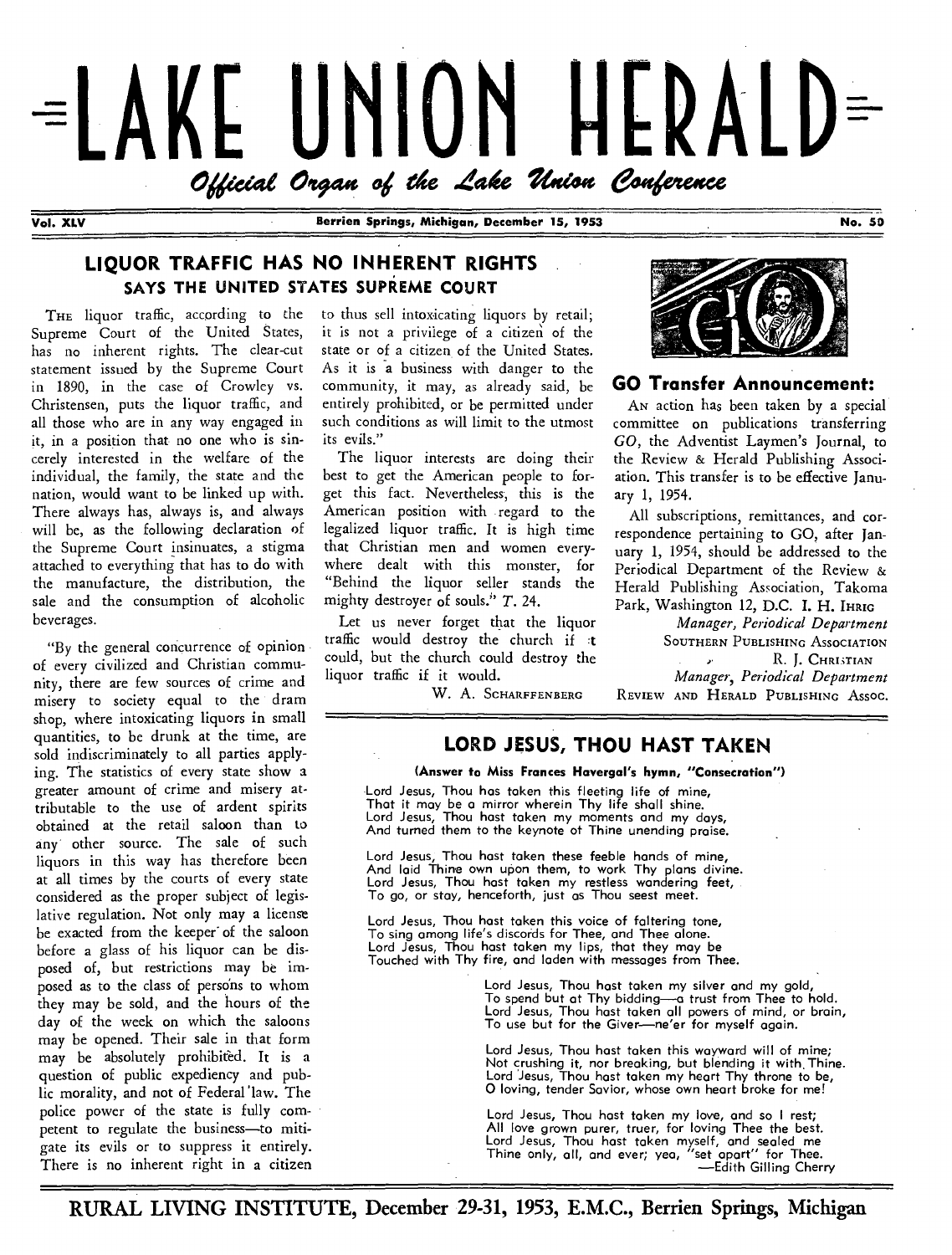# LAKE UNION HERALD

*Official Organ of the Lake Union Conference*

Vol. XLV — Berrien Springs, Michigan, December 15, 1953 — No. 50

## LIQUOR TRAFFIC HAS NO INHERENT RIGHTS

### SAYS THE UNITED STATES SUPREME COURT

THE liquor traffic, according to the Supreme Court of the United States, has no inherent rights. The clear-cut statement issued by the Supreme Court in 1890, in the case of Crowley vs. Christensen, puts the liquor traffic, and all those who are in any way engaged in it, in a position that no one who is sincerely interested in the welfare of the individual, the family, the state and the nation, would want to be linked up with. There always has, always is, and always will be, as the following declaration of the Supreme Court insinuates, a stigma attached to everything that has to do with the manufacture, the distribution, the sale and the consumption of alcoholic beverages.

"By the general concurrence of opinion of every civilized and Christian community, there are few sources of crime and misery to society equal to the dram shop, where intoxicating liquors in small quantities, to be drunk at the time, are sold indiscriminately to all parties applying. The statistics of every state show a greater amount of crime and misery attributable to the use of ardent spirits obtained at the retail saloon than to any other source. The sale of such liquors in this way has therefore been at all times by the courts of every state considered as the proper subject of legislative regulation. Not only may a license be exacted from the keeper of the saloon before a glass of his liquor can be disposed of, but restrictions may be imposed as to the class of persons to whom they may be sold, and the hours of the day of the week on which the saloons may be opened. Their sale in that form may be absolutely prohibited. It is a question of public expediency and public morality, and not of Federal law. The police power of the state is fully competent to regulate the business—to mitigate its evils or to suppress it entirely. There is no inherent right in a citizen to thus sell intoxicating liquors by retail; it is not a privilege of a citizen of the state or of a citizen of the United States. As it is a business with danger to the community, it may, as already said, be entirely prohibited, or be permitted under such conditions as will limit to the utmost its evils."

The liquor interests are doing their best to get the American people to forget this fact. Nevertheless, this is the American position with regard to the legalized liquor traffic. It is high time that Christian men and women everywhere dealt with this monster, for "Behind the liquor seller stands the mighty destroyer of souls." *T.* 24.

Let us never forget that the liquor traffic would destroy the church if it could, but the church could destroy the liquor traffic if it would.

W. A. SCHARFFENBERG

## GO Transfer Announcement:

AN action has been taken by a special committee on publications transferring *GO*, the Adventist Laymen's Journal, to the Review & Herald Publishing Association. This transfer is to be effective January 1, 1954.

All subscriptions, remittances, and correspondence pertaining to GO, after January 1, 1954, should be addressed to the Periodical Department of the Review & Herald Publishing Association, Takoma Park, Washington 12, D.C.

I. H. IHRIG
*Manager, Periodical Department*
SOUTHERN PUBLISHING ASSOCIATION

R. J. CHRISTIAN
*Manager, Periodical Department*
REVIEW AND HERALD PUBLISHING ASSOC.

## LORD JESUS, THOU HAST TAKEN

**(Answer to Miss Frances Havergal's hymn, "Consecration")**

Lord Jesus, Thou has taken this fleeting life of mine,
That it may be a mirror wherein Thy life shall shine.
Lord Jesus, Thou hast taken my moments and my days,
And turned them to the keynote of Thine unending praise.

Lord Jesus, Thou hast taken these feeble hands of mine,
And laid Thine own upon them, to work Thy plans divine.
Lord Jesus, Thou hast taken my restless wandering feet,
To go, or stay, henceforth, just as Thou seest meet.

Lord Jesus, Thou hast taken this voice of faltering tone,
To sing among life's discords for Thee, and Thee alone.
Lord Jesus, Thou hast taken my lips, that they may be
Touched with Thy fire, and laden with messages from Thee.

Lord Jesus, Thou hast taken my silver and my gold,
To spend but at Thy bidding—a trust from Thee to hold.
Lord Jesus, Thou hast taken all powers of mind, or brain,
To use but for the Giver—ne'er for myself again.

Lord Jesus, Thou hast taken this wayward will of mine;
Not crushing it, nor breaking, but blending it with Thine.
Lord Jesus, Thou hast taken my heart Thy throne to be,
O loving, tender Savior, whose own heart broke for me!

Lord Jesus, Thou hast taken my love, and so I rest;
All love grown purer, truer, for loving Thee the best.
Lord Jesus, Thou hast taken myself, and sealed me
Thine only, all, and ever; yea, "set apart" for Thee.

—Edith Gilling Cherry

**RURAL LIVING INSTITUTE, December 29-31, 1953, E.M.C., Berrien Springs, Michigan**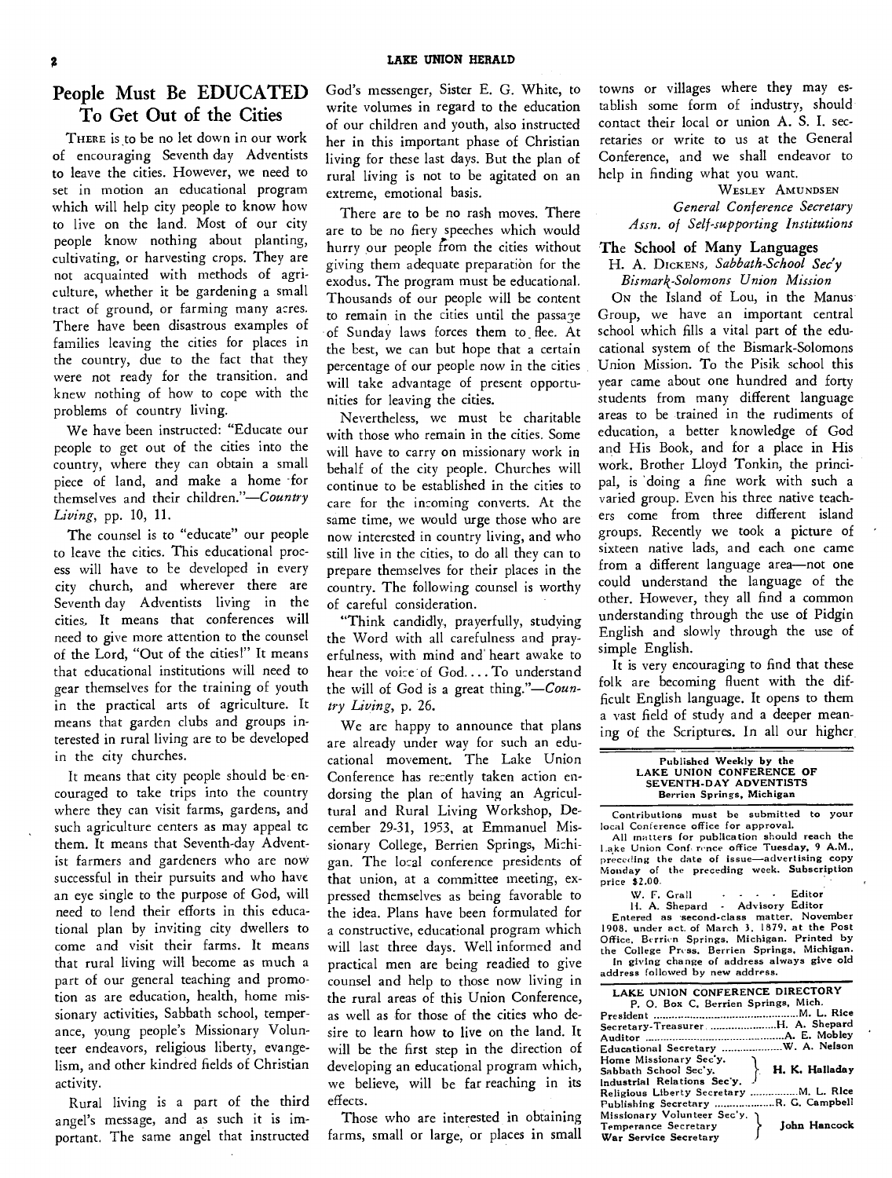## People Must Be EDUCATED To Get Out of the Cities

THERE is to be no let down in our work of encouraging Seventh-day Adventists to leave the cities. However, we need to set in motion an educational program which will help city people to know how to live on the land. Most of our city people know nothing about planting, cultivating, or harvesting crops. They are not acquainted with methods of agriculture, whether it be gardening a small tract of ground, or farming many acres. There have been disastrous examples of families leaving the cities for places in the country, due to the fact that they were not ready for the transition, and knew nothing of how to cope with the problems of country living.

We have been instructed: "Educate our people to get out of the cities into the country, where they can obtain a small piece of land, and make a home for themselves and their children."—*Country Living*, pp. 10, 11.

The counsel is to "educate" our people to leave the cities. This educational process will have to be developed in every city church, and wherever there are Seventh-day Adventists living in the cities. It means that conferences will need to give more attention to the counsel of the Lord, "Out of the cities!" It means that educational institutions will need to gear themselves for the training of youth in the practical arts of agriculture. It means that garden clubs and groups interested in rural living are to be developed in the city churches.

It means that city people should be encouraged to take trips into the country where they can visit farms, gardens, and such agriculture centers as may appeal to them. It means that Seventh-day Adventist farmers and gardeners who are now successful in their pursuits and who have an eye single to the purpose of God, will need to lend their efforts in this educational plan by inviting city dwellers to come and visit their farms. It means that rural living will become as much a part of our general teaching and promotion as are education, health, home missionary activities, Sabbath school, temperance, young people's Missionary Volunteer endeavors, religious liberty, evangelism, and other kindred fields of Christian activity.

Rural living is a part of the third angel's message, and as such it is important. The same angel that instructed God's messenger, Sister E. G. White, to write volumes in regard to the education of our children and youth, also instructed her in this important phase of Christian living for these last days. But the plan of rural living is not to be agitated on an extreme, emotional basis.

There are to be no rash moves. There are to be no fiery speeches which would hurry our people from the cities without giving them adequate preparation for the exodus. The program must be educational. Thousands of our people will be content to remain in the cities until the passage of Sunday laws forces them to flee. At the best, we can but hope that a certain percentage of our people now in the cities will take advantage of present opportunities for leaving the cities.

Nevertheless, we must be charitable with those who remain in the cities. Some will have to carry on missionary work in behalf of the city people. Churches will continue to be established in the cities to care for the incoming converts. At the same time, we would urge those who are now interested in country living, and who still live in the cities, to do all they can to prepare themselves for their places in the country. The following counsel is worthy of careful consideration.

"Think candidly, prayerfully, studying the Word with all carefulness and prayerfulness, with mind and heart awake to hear the voice of God. . . . To understand the will of God is a great thing."—*Country Living*, p. 26.

We are happy to announce that plans are already under way for such an educational movement. The Lake Union Conference has recently taken action endorsing the plan of having an Agricultural and Rural Living Workshop, December 29-31, 1953, at Emmanuel Missionary College, Berrien Springs, Michigan. The local conference presidents of that union, at a committee meeting, expressed themselves as being favorable to the idea. Plans have been formulated for a constructive, educational program which will last three days. Well informed and practical men are being readied to give counsel and help to those now living in the rural areas of this Union Conference, as well as for those of the cities who desire to learn how to live on the land. It will be the first step in the direction of developing an educational program which, we believe, will be far reaching in its effects.

Those who are interested in obtaining farms, small or large, or places in small towns or villages where they may establish some form of industry, should contact their local or union A. S. I. secretaries or write to us at the General Conference, and we shall endeavor to help in finding what you want.

WESLEY AMUNDSEN
*General Conference Secretary*
*Assn. of Self-supporting Institutions*

### The School of Many Languages

H. A. DICKENS, *Sabbath-School Sec'y*
*Bismark-Solomons Union Mission*

ON the Island of Lou, in the Manus Group, we have an important central school which fills a vital part of the educational system of the Bismark-Solomons Union Mission. To the Pisik school this year came about one hundred and forty students from many different language areas to be trained in the rudiments of education, a better knowledge of God and His Book, and for a place in His work. Brother Lloyd Tonkin, the principal, is doing a fine work with such a varied group. Even his three native teachers come from three different island groups. Recently we took a picture of sixteen native lads, and each one came from a different language area—not one could understand the language of the other. However, they all find a common understanding through the use of Pidgin English and slowly through the use of simple English.

It is very encouraging to find that these folk are becoming fluent with the difficult English language. It opens to them a vast field of study and a deeper meaning of the Scriptures. In all our higher

---

**Published Weekly by the LAKE UNION CONFERENCE OF SEVENTH-DAY ADVENTISTS**
Berrien Springs, Michigan

Contributions must be submitted to your local Conference office for approval.
All matters for publication should reach the Lake Union Conference office Tuesday, 9 A.M., preceding the date of issue—advertising copy Monday of the preceding week. Subscription price $2.00.

W. F. Grall - - - - Editor
H. A. Shepard - Advisory Editor

Entered as second-class matter, November 1908, under act of March 3, 1879, at the Post Office, Berrien Springs, Michigan. Printed by the College Press, Berrien Springs, Michigan.
In giving change of address always give old address followed by new address.

**LAKE UNION CONFERENCE DIRECTORY**
P. O. Box C, Berrien Springs, Mich.

| | |
|---|---|
| President | M. L. Rice |
| Secretary-Treasurer | H. A. Shepard |
| Auditor | A. E. Mobley |
| Educational Secretary | W. A. Nelson |
| Home Missionary Sec'y. / Sabbath School Sec'y. / Industrial Relations Sec'y. | H. K. Halladay |
| Religious Liberty Secretary | M. L. Rice |
| Publishing Secretary | R. G. Campbell |
| Missionary Volunteer Sec'y. / Temperance Secretary / War Service Secretary | John Hancock |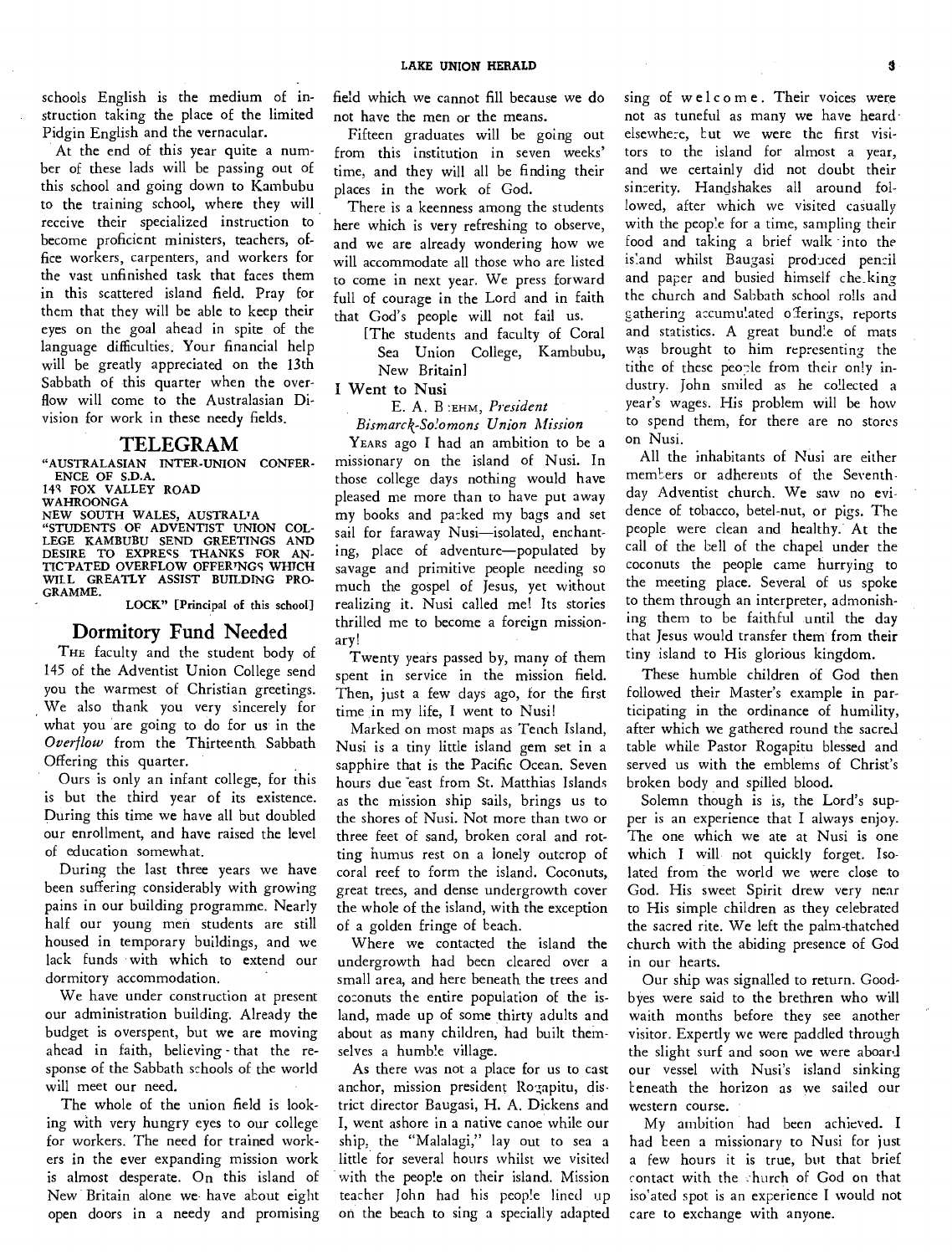schools English is the medium of instruction taking the place of the limited Pidgin English and the vernacular.

At the end of this year quite a number of these lads will be passing out of this school and going down to Kambubu to the training school, where they will receive their specialized instruction to become proficient ministers, teachers, office workers, carpenters, and workers for the vast unfinished task that faces them in this scattered island field. Pray for them that they will be able to keep their eyes on the goal ahead in spite of the language difficulties. Your financial help will be greatly appreciated on the 13th Sabbath of this quarter when the overflow will come to the Australasian Division for work in these needy fields.

## TELEGRAM

"AUSTRALASIAN INTER-UNION CONFERENCE OF S.D.A.
143 FOX VALLEY ROAD
WAHROONGA
NEW SOUTH WALES, AUSTRALIA
"STUDENTS OF ADVENTIST UNION COLLEGE KAMBUBU SEND GREETINGS AND DESIRE TO EXPRESS THANKS FOR ANTICIPATED OVERFLOW OFFERINGS WHICH WILL GREATLY ASSIST BUILDING PROGRAMME.

LOCK" [Principal of this school]

## Dormitory Fund Needed

THE faculty and the student body of 145 of the Adventist Union College send you the warmest of Christian greetings. We also thank you very sincerely for what you are going to do for us in the *Overflow* from the Thirteenth Sabbath Offering this quarter.

Ours is only an infant college, for this is but the third year of its existence. During this time we have all but doubled our enrollment, and have raised the level of education somewhat.

During the last three years we have been suffering considerably with growing pains in our building programme. Nearly half our young men students are still housed in temporary buildings, and we lack funds with which to extend our dormitory accommodation.

We have under construction at present our administration building. Already the budget is overspent, but we are moving ahead in faith, believing that the response of the Sabbath schools of the world will meet our need.

The whole of the union field is looking with very hungry eyes to our college for workers. The need for trained workers in the ever expanding mission work is almost desperate. On this island of New Britain alone we have about eight open doors in a needy and promising field which we cannot fill because we do not have the men or the means.

Fifteen graduates will be going out from this institution in seven weeks' time, and they will all be finding their places in the work of God.

There is a keenness among the students here which is very refreshing to observe, and we are already wondering how we will accommodate all those who are listed to come in next year. We press forward full of courage in the Lord and in faith that God's people will not fail us.

[The students and faculty of Coral Sea Union College, Kambubu, New Britain]

## I Went to Nusi

E. A. BOEHM, *President Bismarck-Solomons Union Mission*

YEARS ago I had an ambition to be a missionary on the island of Nusi. In those college days nothing would have pleased me more than to have put away my books and packed my bags and set sail for faraway Nusi—isolated, enchanting, place of adventure—populated by savage and primitive people needing so much the gospel of Jesus, yet without realizing it. Nusi called me! Its stories thrilled me to become a foreign missionary!

Twenty years passed by, many of them spent in service in the mission field. Then, just a few days ago, for the first time in my life, I went to Nusi!

Marked on most maps as Tench Island, Nusi is a tiny little island gem set in a sapphire that is the Pacific Ocean. Seven hours due east from St. Matthias Islands as the mission ship sails, brings us to the shores of Nusi. Not more than two or three feet of sand, broken coral and rotting humus rest on a lonely outcrop of coral reef to form the island. Coconuts, great trees, and dense undergrowth cover the whole of the island, with the exception of a golden fringe of beach.

Where we contacted the island the undergrowth had been cleared over a small area, and here beneath the trees and coconuts the entire population of the island, made up of some thirty adults and about as many children, had built themselves a humble village.

As there was not a place for us to cast anchor, mission president Rogapitu, district director Baugasi, H. A. Dickens and I, went ashore in a native canoe while our ship, the "Malalagi," lay out to sea a little for several hours whilst we visited with the people on their island. Mission teacher John had his people lined up on the beach to sing a specially adapted sing of welcome. Their voices were not as tuneful as many we have heard elsewhere, but we were the first visitors to the island for almost a year, and we certainly did not doubt their sincerity. Handshakes all around followed, after which we visited casually with the people for a time, sampling their food and taking a brief walk into the island whilst Baugasi produced pencil and paper and busied himself checking the church and Sabbath school rolls and gathering accumulated offerings, reports and statistics. A great bundle of mats was brought to him representing the tithe of these people from their only industry. John smiled as he collected a year's wages. His problem will be how to spend them, for there are no stores on Nusi.

All the inhabitants of Nusi are either members or adherents of the Seventh-day Adventist church. We saw no evidence of tobacco, betel-nut, or pigs. The people were clean and healthy. At the call of the bell of the chapel under the coconuts the people came hurrying to the meeting place. Several of us spoke to them through an interpreter, admonishing them to be faithful until the day that Jesus would transfer them from their tiny island to His glorious kingdom.

These humble children of God then followed their Master's example in participating in the ordinance of humility, after which we gathered round the sacred table while Pastor Rogapitu blessed and served us with the emblems of Christ's broken body and spilled blood.

Solemn though is is, the Lord's supper is an experience that I always enjoy. The one which we ate at Nusi is one which I will not quickly forget. Isolated from the world we were close to God. His sweet Spirit drew very near to His simple children as they celebrated the sacred rite. We left the palm-thatched church with the abiding presence of God in our hearts.

Our ship was signalled to return. Goodbyes were said to the brethren who will waith months before they see another visitor. Expertly we were paddled through the slight surf and soon we were aboard our vessel with Nusi's island sinking beneath the horizon as we sailed our western course.

My ambition had been achieved. I had been a missionary to Nusi for just a few hours it is true, but that brief contact with the church of God on that isolated spot is an experience I would not care to exchange with anyone.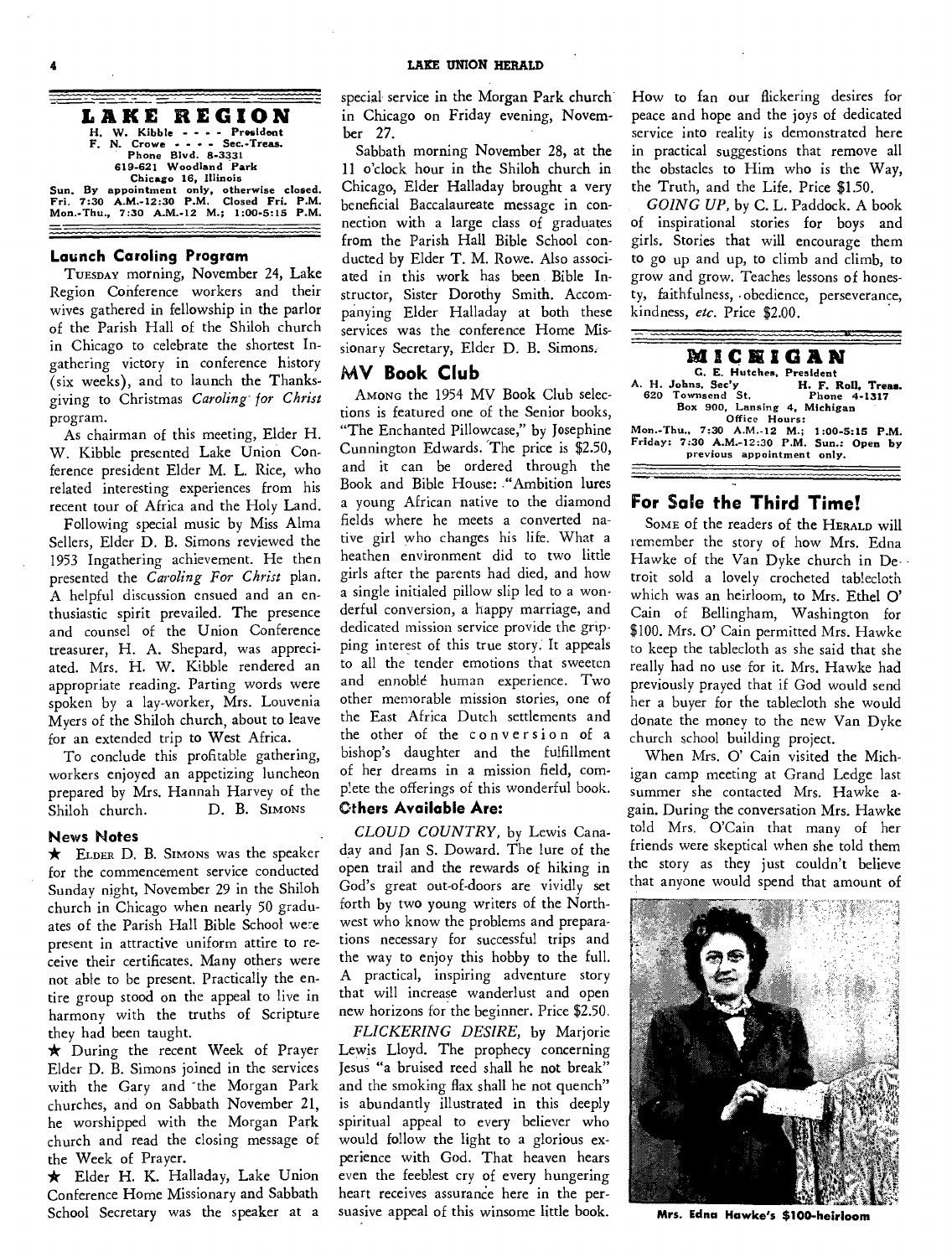## LAKE REGION

H. W. Kibble - - - - President
F. N. Crowe - - - - Sec.-Treas.
Phone Blvd. 8-3331
619-621 Woodland Park
Chicago 16, Illinois
Sun. By appointment only, otherwise closed.
Fri. 7:30 A.M.-12:30 P.M. Closed Fri. P.M.
Mon.-Thu., 7:30 A.M.-12 M.; 1:00-5:15 P.M.

### Launch Caroling Program

TUESDAY morning, November 24, Lake Region Conference workers and their wives gathered in fellowship in the parlor of the Parish Hall of the Shiloh church in Chicago to celebrate the shortest Ingathering victory in conference history (six weeks), and to launch the Thanksgiving to Christmas *Caroling for Christ* program.

As chairman of this meeting, Elder H. W. Kibble presented Lake Union Conference president Elder M. L. Rice, who related interesting experiences from his recent tour of Africa and the Holy Land.

Following special music by Miss Alma Sellers, Elder D. B. Simons reviewed the 1953 Ingathering achievement. He then presented the *Caroling For Christ* plan. A helpful discussion ensued and an enthusiastic spirit prevailed. The presence and counsel of the Union Conference treasurer, H. A. Shepard, was appreciated. Mrs. H. W. Kibble rendered an appropriate reading. Parting words were spoken by a lay-worker, Mrs. Louvenia Myers of the Shiloh church, about to leave for an extended trip to West Africa.

To conclude this profitable gathering, workers enjoyed an appetizing luncheon prepared by Mrs. Hannah Harvey of the Shiloh church. D. B. SIMONS

### News Notes

★ ELDER D. B. SIMONS was the speaker for the commencement service conducted Sunday night, November 29 in the Shiloh church in Chicago when nearly 50 graduates of the Parish Hall Bible School were present in attractive uniform attire to receive their certificates. Many others were not able to be present. Practically the entire group stood on the appeal to live in harmony with the truths of Scripture they had been taught.

★ During the recent Week of Prayer Elder D. B. Simons joined in the services with the Gary and the Morgan Park churches, and on Sabbath November 21, he worshipped with the Morgan Park church and read the closing message of the Week of Prayer.

★ Elder H. K. Halladay, Lake Union Conference Home Missionary and Sabbath School Secretary was the speaker at a special service in the Morgan Park church in Chicago on Friday evening, November 27.

Sabbath morning November 28, at the 11 o'clock hour in the Shiloh church in Chicago, Elder Halladay brought a very beneficial Baccalaureate message in connection with a large class of graduates from the Parish Hall Bible School conducted by Elder T. M. Rowe. Also associated in this work has been Bible Instructor, Sister Dorothy Smith. Accompanying Elder Halladay at both these services was the conference Home Missionary Secretary, Elder D. B. Simons.

### MV Book Club

AMONG the 1954 MV Book Club selections is featured one of the Senior books, "The Enchanted Pillowcase," by Josephine Cunnington Edwards. The price is $2.50, and it can be ordered through the Book and Bible House. "Ambition lures a young African native to the diamond fields where he meets a converted native girl who changes his life. What a heathen environment did to two little girls after the parents had died, and how a single initialed pillow slip led to a wonderful conversion, a happy marriage, and dedicated mission service provide the gripping interest of this true story. It appeals to all the tender emotions that sweeten and ennoble human experience. Two other memorable mission stories, one of the East Africa Dutch settlements and the other of the conversion of a bishop's daughter and the fulfillment of her dreams in a mission field, complete the offerings of this wonderful book.

#### Others Available Are:

*CLOUD COUNTRY*, by Lewis Canaday and Jan S. Doward. The lure of the open trail and the rewards of hiking in God's great out-of-doors are vividly set forth by two young writers of the Northwest who know the problems and preparations necessary for successful trips and the way to enjoy this hobby to the full. A practical, inspiring adventure story that will increase wanderlust and open new horizons for the beginner. Price $2.50.

*FLICKERING DESIRE*, by Marjorie Lewis Lloyd. The prophecy concerning Jesus "a bruised reed shall he not break" and the smoking flax shall he not quench" is abundantly illustrated in this deeply spiritual appeal to every believer who would follow the light to a glorious experience with God. That heaven hears even the feeblest cry of every hungering heart receives assurance here in the persuasive appeal of this winsome little book. How to fan our flickering desires for peace and hope and the joys of dedicated service into reality is demonstrated here in practical suggestions that remove all the obstacles to Him who is the Way, the Truth, and the Life. Price $1.50.

*GOING UP*, by C. L. Paddock. A book of inspirational stories for boys and girls. Stories that will encourage them to go up and up, to climb and climb, to grow and grow. Teaches lessons of honesty, faithfulness, obedience, perseverance, kindness, *etc.* Price $2.00.

## MICHIGAN

C. E. Hutches, President
A. H. Johns, Sec'y H. F. Roll, Treas.
620 Townsend St. Phone 4-1317
Box 900, Lansing 4, Michigan
Office Hours:
Mon.-Thu., 7:30 A.M.-12 M.; 1:00-5:15 P.M.
Friday: 7:30 A.M.-12:30 P.M. Sun.: Open by previous appointment only.

### For Sale the Third Time!

SOME of the readers of the HERALD will remember the story of how Mrs. Edna Hawke of the Van Dyke church in Detroit sold a lovely crocheted tablecloth which was an heirloom, to Mrs. Ethel O' Cain of Bellingham, Washington for $100. Mrs. O' Cain permitted Mrs. Hawke to keep the tablecloth as she said that she really had no use for it. Mrs. Hawke had previously prayed that if God would send her a buyer for the tablecloth she would donate the money to the new Van Dyke church school building project.

When Mrs. O' Cain visited the Michigan camp meeting at Grand Ledge last summer she contacted Mrs. Hawke again. During the conversation Mrs. Hawke told Mrs. O'Cain that many of her friends were skeptical when she told them the story as they just couldn't believe that anyone would spend that amount of

Mrs. Edna Hawke's $100-heirloom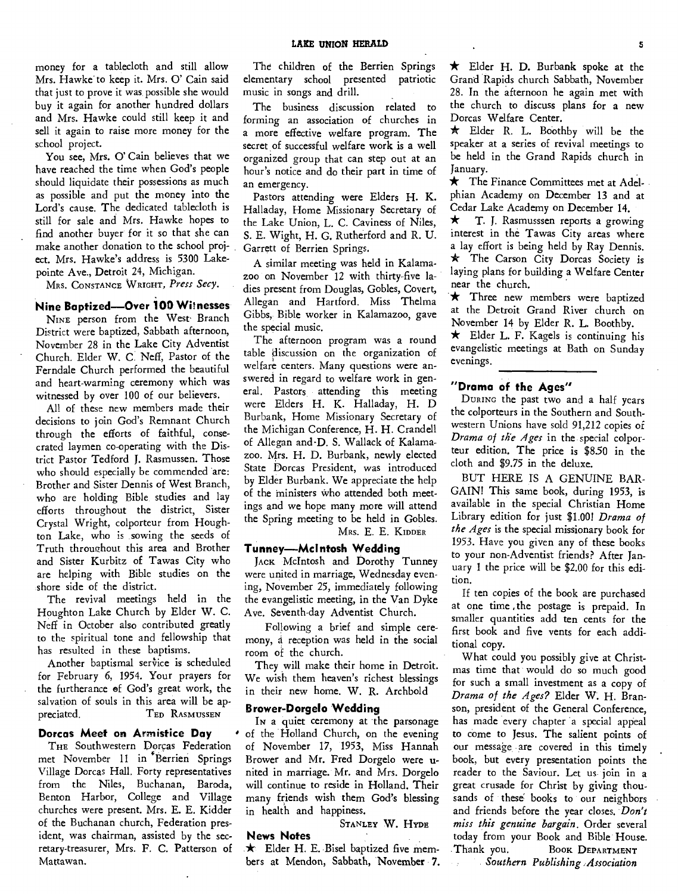money for a tablecloth and still allow Mrs. Hawke to keep it. Mrs. O' Cain said that just to prove it was possible she would buy it again for another hundred dollars and Mrs. Hawke could still keep it and sell it again to raise more money for the school project.

You see, Mrs. O' Cain believes that we have reached the time when God's people should liquidate their possessions as much as possible and put the money into the Lord's cause. The dedicated tablecloth is still for sale and Mrs. Hawke hopes to find another buyer for it so that she can make another donation to the school project. Mrs. Hawke's address is 5300 Lakepointe Ave., Detroit 24, Michigan.

MRS. CONSTANCE WRIGHT, *Press Secy.*

### Nine Baptized—Over 100 Witnesses

NINE person from the West Branch District were baptized, Sabbath afternoon, November 28 in the Lake City Adventist Church. Elder W. C. Neff, Pastor of the Ferndale Church performed the beautiful and heart-warming ceremony which was witnessed by over 100 of our believers.

All of these new members made their decisions to join God's Remnant Church through the efforts of faithful, consecrated laymen co-operating with the District Pastor Tedford J. Rasmussen. Those who should especially be commended are: Brother and Sister Dennis of West Branch, who are holding Bible studies and lay efforts throughout the district, Sister Crystal Wright, colporteur from Houghton Lake, who is sowing the seeds of Truth throughout this area and Brother and Sister Kurbitz of Tawas City who are helping with Bible studies on the shore side of the district.

The revival meetings held in the Houghton Lake Church by Elder W. C. Neff in October also contributed greatly to the spiritual tone and fellowship that has resulted in these baptisms.

Another baptismal service is scheduled for February 6, 1954. Your prayers for the furtherance of God's great work, the salvation of souls in this area will be appreciated.

TED RASMUSSEN

### Dorcas Meet on Armistice Day

THE Southwestern Dorcas Federation met November 11 in Berrien Springs Village Dorcas Hall. Forty representatives from the Niles, Buchanan, Baroda, Benton Harbor, College and Village churches were present. Mrs. E. E. Kidder of the Buchanan church, Federation president, was chairman, assisted by the secretary-treasurer, Mrs. F. C. Patterson of Mattawan.

The children of the Berrien Springs elementary school presented patriotic music in songs and drill.

The business discussion related to forming an association of churches in a more effective welfare program. The secret of successful welfare work is a well organized group that can step out at an hour's notice and do their part in time of an emergency.

Pastors attending were Elders H. K. Halladay, Home Missionary Secretary of the Lake Union, L. C. Caviness of Niles, S. E. Wight, H. G. Rutherford and R. U. Garrett of Berrien Springs.

A similar meeting was held in Kalamazoo on November 12 with thirty-five ladies present from Douglas, Gobles, Covert, Allegan and Hartford. Miss Thelma Gibbs, Bible worker in Kalamazoo, gave the special music.

The afternoon program was a round table discussion on the organization of welfare centers. Many questions were answered in regard to welfare work in general. Pastors attending this meeting were Elders H. K. Halladay, H. D Burbank, Home Missionary Secretary of the Michigan Conference, H. H. Crandell of Allegan and D. S. Wallack of Kalamazoo. Mrs. H. D. Burbank, newly elected State Dorcas President, was introduced by Elder Burbank. We appreciate the help of the ministers who attended both meetings and we hope many more will attend the Spring meeting to be held in Gobles.

MRS. E. E. KIDDER

### Tunney—McIntosh Wedding

JACK McIntosh and Dorothy Tunney were united in marriage, Wednesday evening, November 25, immediately following the evangelistic meeting, in the Van Dyke Ave. Seventh-day Adventist Church.

Following a brief and simple ceremony, a reception was held in the social room of the church.

They will make their home in Detroit. We wish them heaven's richest blessings in their new home. W. R. Archbold

### Brower-Dorgelo Wedding

IN a quiet ceremony at the parsonage of the Holland Church, on the evening of November 17, 1953, Miss Hannah Brower and Mr. Fred Dorgelo were united in marriage. Mr. and Mrs. Dorgelo will continue to reside in Holland. Their many friends wish them God's blessing in health and happiness.

STANLEY W. HYDE

### News Notes

★ Elder H. E. Bisel baptized five members at Mendon, Sabbath, November 7.

★ Elder H. D. Burbank spoke at the Grand Rapids church Sabbath, November 28. In the afternoon he again met with the church to discuss plans for a new Dorcas Welfare Center.

★ Elder R. L. Boothby will be the speaker at a series of revival meetings to be held in the Grand Rapids church in January.

★ The Finance Committees met at Adelphian Academy on December 13 and at Cedar Lake Academy on December 14.

★ T. J. Rasmusssen reports a growing interest in the Tawas City areas where a lay effort is being held by Ray Dennis.

★ The Carson City Dorcas Society is laying plans for building a Welfare Center near the church.

★ Three new members were baptized at the Detroit Grand River church on November 14 by Elder R. L. Boothby.

★ Elder L. F. Kagels is continuing his evangelistic meetings at Bath on Sunday evenings.

### "Drama of the Ages"

DURING the past two and a half years the colporteurs in the Southern and Southwestern Unions have sold 91,212 copies of *Drama of the Ages* in the special colporteur edition. The price is $8.50 in the cloth and $9.75 in the deluxe.

BUT HERE IS A GENUINE BARGAIN! This same book, during 1953, is available in the special Christian Home Library edition for just $1.00! *Drama of the Ages* is the special missionary book for 1953. Have you given any of these books to your non-Adventist friends? After January 1 the price will be $2.00 for this edition.

If ten copies of the book are purchased at one time, the postage is prepaid. In smaller quantities add ten cents for the first book and five vents for each additional copy.

What could you possibly give at Christmas time that would do so much good for such a small investment as a copy of *Drama of the Ages?* Elder W. H. Branson, president of the General Conference, has made every chapter a special appeal to come to Jesus. The salient points of our message are covered in this timely book, but every presentation points the reader to the Saviour. Let us join in a great crusade for Christ by giving thousands of these books to our neighbors and friends before the year closes. *Don't miss this genuine bargain.* Order several today from your Book and Bible House. Thank you.

BOOK DEPARTMENT
*Southern Publishing Association*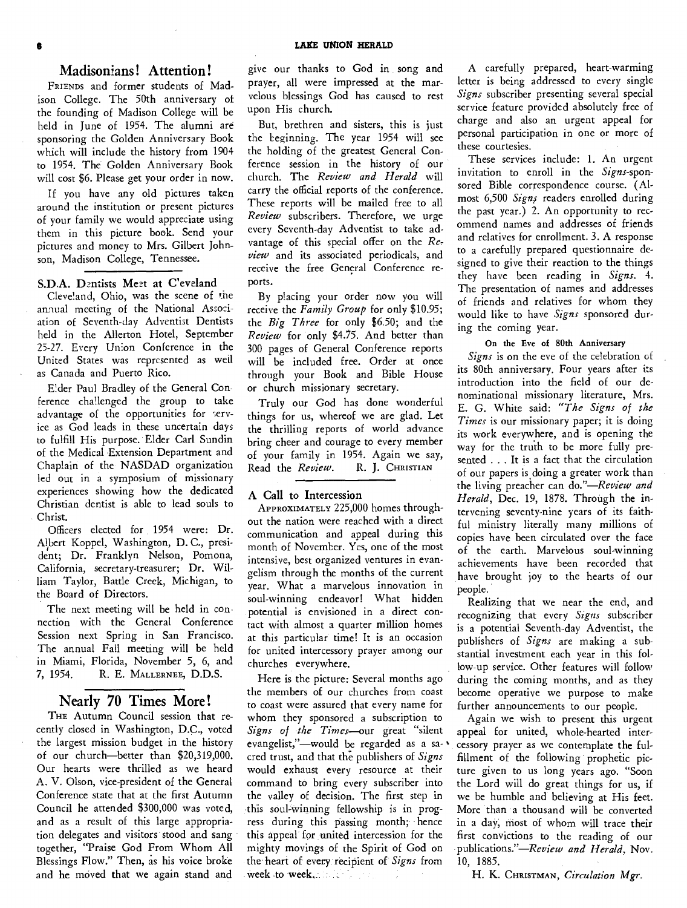## Madisonians! Attention!

FRIENDS and former students of Madison College. The 50th anniversary of the founding of Madison College will be held in June of 1954. The alumni are sponsoring the Golden Anniversary Book which will include the history from 1904 to 1954. The Golden Anniversary Book will cost $6. Please get your order in now.

If you have any old pictures taken around the institution or present pictures of your family we would appreciate using them in this picture book. Send your pictures and money to Mrs. Gilbert Johnson, Madison College, Tennessee.

### S.D.A. Dentists Meet at Cleveland

Cleveland, Ohio, was the scene of the annual meeting of the National Association of Seventh-day Adventist Dentists held in the Allerton Hotel, September 25-27. Every Union Conference in the United States was represented as well as Canada and Puerto Rico.

Elder Paul Bradley of the General Conference challenged the group to take advantage of the opportunities for service as God leads in these uncertain days to fulfill His purpose. Elder Carl Sundin of the Medical Extension Department and Chaplain of the NASDAD organization led out in a symposium of missionary experiences showing how the dedicated Christian dentist is able to lead souls to Christ.

Officers elected for 1954 were: Dr. Albert Koppel, Washington, D. C., president; Dr. Franklyn Nelson, Pomona, California, secretary-treasurer; Dr. William Taylor, Battle Creek, Michigan, to the Board of Directors.

The next meeting will be held in connection with the General Conference Session next Spring in San Francisco. The annual Fall meeting will be held in Miami, Florida, November 5, 6, and 7, 1954. R. E. MALLERNEE, D.D.S.

## Nearly 70 Times More!

THE Autumn Council session that recently closed in Washington, D.C., voted the largest mission budget in the history of our church—better than $20,319,000. Our hearts were thrilled as we heard A. V. Olson, vice-president of the General Conference state that at the first Autumn Council he attended $300,000 was voted, and as a result of this large appropriation delegates and visitors stood and sang together, "Praise God From Whom All Blessings Flow." Then, as his voice broke and he moved that we again stand and give our thanks to God in song and prayer, all were impressed at the marvelous blessings God has caused to rest upon His church.

But, brethren and sisters, this is just the beginning. The year 1954 will see the holding of the greatest General Conference session in the history of our church. The *Review and Herald* will carry the official reports of the conference. These reports will be mailed free to all *Review* subscribers. Therefore, we urge every Seventh-day Adventist to take advantage of this special offer on the *Review* and its associated periodicals, and receive the free General Conference reports.

By placing your order now you will receive the *Family Group* for only $10.95; the *Big Three* for only $6.50; and the *Review* for only $4.75. And better than 300 pages of General Conference reports will be included free. Order at once through your Book and Bible House or church missionary secretary.

Truly our God has done wonderful things for us, whereof we are glad. Let the thrilling reports of world advance bring cheer and courage to every member of your family in 1954. Again we say, Read the *Review*. R. J. CHRISTIAN

### A Call to Intercession

APPROXIMATELY 225,000 homes throughout the nation were reached with a direct communication and appeal during this month of November. Yes, one of the most intensive, best organized ventures in evangelism through the months of the current year. What a marvelous innovation in soul-winning endeavor! What hidden potential is envisioned in a direct contact with almost a quarter million homes at this particular time! It is an occasion for united intercessory prayer among our churches everywhere.

Here is the picture: Several months ago the members of our churches from coast to coast were assured that every name for whom they sponsored a subscription to *Signs of the Times*—our great "silent evangelist,"—would be regarded as a sacred trust, and that the publishers of *Signs* would exhaust every resource at their command to bring every subscriber into the valley of decision. The first step in this soul-winning fellowship is in progress during this passing month; hence this appeal for united intercession for the mighty movings of the Spirit of God on the heart of every recipient of *Signs* from week to week.

A carefully prepared, heart-warming letter is being addressed to every single *Signs* subscriber presenting several special service feature provided absolutely free of charge and also an urgent appeal for personal participation in one or more of these courtesies.

These services include: 1. An urgent invitation to enroll in the *Signs*-sponsored Bible correspondence course. (Almost 6,500 *Signs* readers enrolled during the past year.) 2. An opportunity to recommend names and addresses of friends and relatives for enrollment. 3. A response to a carefully prepared questionnaire designed to give their reaction to the things they have been reading in *Signs*. 4. The presentation of names and addresses of friends and relatives for whom they would like to have *Signs* sponsored during the coming year.

#### On the Eve of 80th Anniversary

*Signs* is on the eve of the celebration of its 80th anniversary. Four years after its introduction into the field of our denominational missionary literature, Mrs. E. G. White said: "*The Signs of the Times* is our missionary paper; it is doing its work everywhere, and is opening the way for the truth to be more fully presented . . . It is a fact that the circulation of our papers is doing a greater work than the living preacher can do."—*Review and Herald*, Dec. 19, 1878. Through the intervening seventy-nine years of its faithful ministry literally many millions of copies have been circulated over the face of the earth. Marvelous soul-winning achievements have been recorded that have brought joy to the hearts of our people.

Realizing that we near the end, and recognizing that every *Signs* subscriber is a potential Seventh-day Adventist, the publishers of *Signs* are making a substantial investment each year in this follow-up service. Other features will follow during the coming months, and as they become operative we purpose to make further announcements to our people.

Again we wish to present this urgent appeal for united, whole-hearted intercessory prayer as we contemplate the fulfillment of the following prophetic picture given to us long years ago. "Soon the Lord will do great things for us, if we be humble and believing at His feet. More than a thousand will be converted in a day, most of whom will trace their first convictions to the reading of our publications."—*Review and Herald*, Nov. 10, 1885.

H. K. CHRISTMAN, *Circulation Mgr.*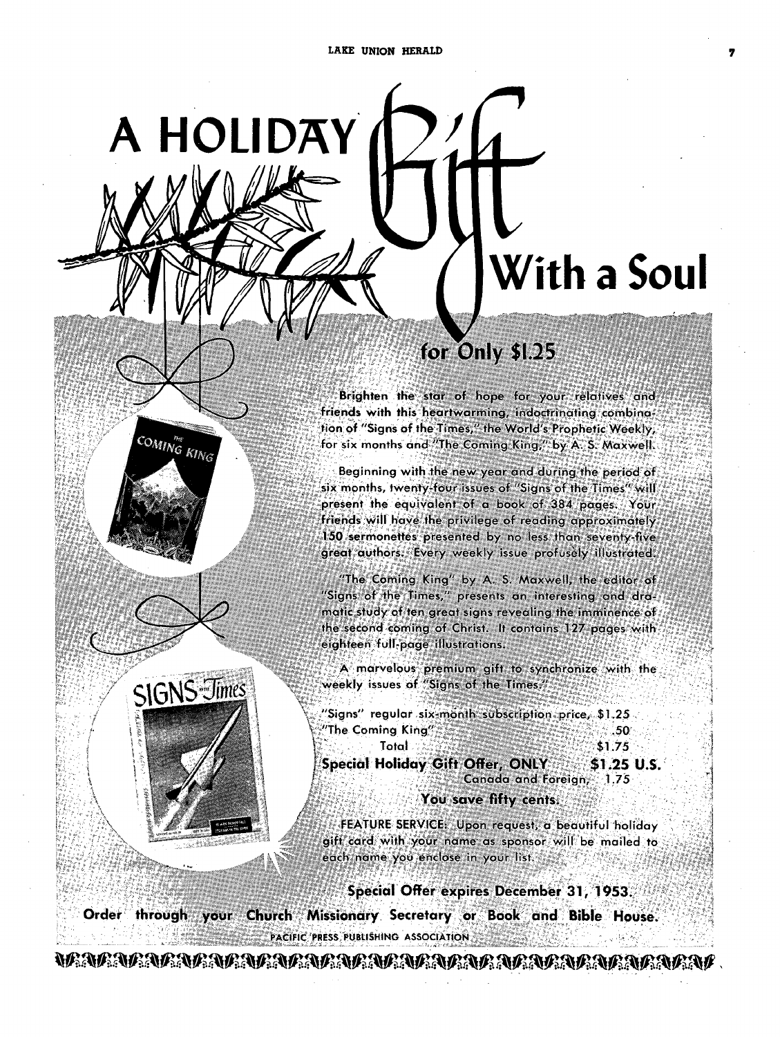# A HOLIDAY Gift With a Soul

## for Only $1.25

Brighten the star of hope for your relatives and friends with this heartwarming, indoctrinating combination of "Signs of the Times," the World's Prophetic Weekly, for six months and "The Coming King," by A. S. Maxwell.

Beginning with the new year and during the period of six months, twenty-four issues of "Signs of the Times" will present the equivalent of a book of 384 pages. Your friends will have the privilege of reading approximately 150 sermonettes presented by no less than seventy-five great authors. Every weekly issue profusely illustrated.

"The Coming King" by A. S. Maxwell, the editor of "Signs of the Times," presents an interesting and dramatic study of ten great signs revealing the imminence of the second coming of Christ. It contains 127 pages with eighteen full-page illustrations.

A marvelous premium gift to synchronize with the weekly issues of "Signs of the Times."

| | |
|---|---|
| "Signs" regular six-month subscription price, | $1.25 |
| "The Coming King" | .50 |
| Total | $1.75 |
| **Special Holiday Gift Offer, ONLY** | **$1.25 U.S.** |
| Canada and Foreign, | 1.75 |

**You save fifty cents.**

FEATURE SERVICE: Upon request, a beautiful holiday gift card with your name as sponsor will be mailed to each name you enclose in your list.

**Special Offer expires December 31, 1953.**

**Order through your Church Missionary Secretary or Book and Bible House.**

PACIFIC PRESS PUBLISHING ASSOCIATION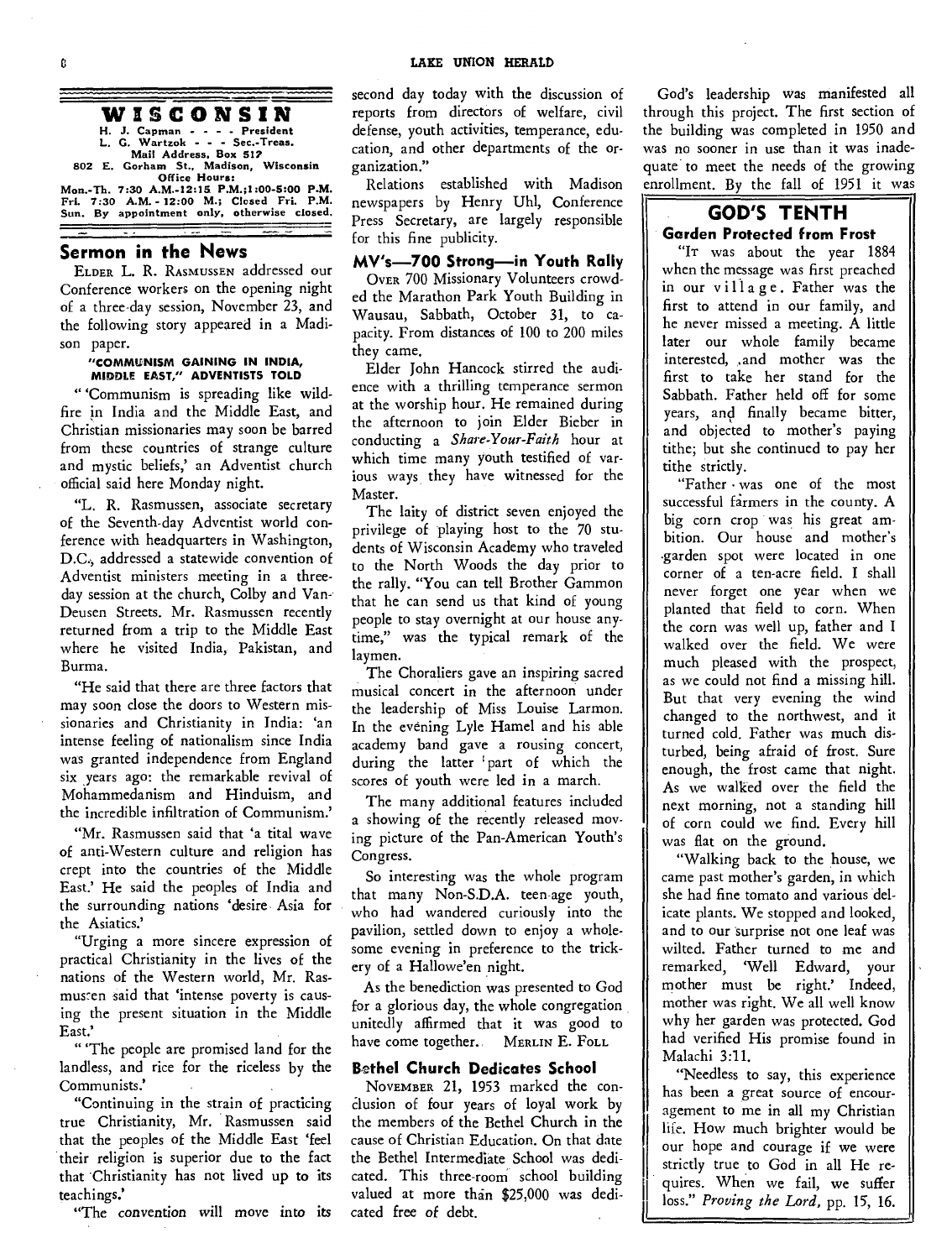## WISCONSIN

H. J. Capman - - - - President
L. G. Wartzok - - - Sec.-Treas.
Mail Address, Box 517
802 E. Gorham St., Madison, Wisconsin
Office Hours:
Mon.-Th. 7:30 A.M.-12:15 P.M.;1:00-5:00 P.M.
Fri. 7:30 A.M. - 12:00 M.; Closed Fri. P.M.
Sun. By appointment only, otherwise closed.

### Sermon in the News

ELDER L. R. RASMUSSEN addressed our Conference workers on the opening night of a three-day session, November 23, and the following story appeared in a Madison paper.

**"COMMUNISM GAINING IN INDIA, MIDDLE EAST," ADVENTISTS TOLD**

"'Communism is spreading like wildfire in India and the Middle East, and Christian missionaries may soon be barred from these countries of strange culture and mystic beliefs,' an Adventist church official said here Monday night.

"L. R. Rasmussen, associate secretary of the Seventh-day Adventist world conference with headquarters in Washington, D.C., addressed a statewide convention of Adventist ministers meeting in a three-day session at the church, Colby and Van-Deusen Streets. Mr. Rasmussen recently returned from a trip to the Middle East where he visited India, Pakistan, and Burma.

"He said that there are three factors that may soon close the doors to Western missionaries and Christianity in India: 'an intense feeling of nationalism since India was granted independence from England six years ago; the remarkable revival of Mohammedanism and Hinduism, and the incredible infiltration of Communism.'

"Mr. Rasmussen said that 'a tital wave of anti-Western culture and religion has crept into the countries of the Middle East.' He said the peoples of India and the surrounding nations 'desire Asia for the Asiatics.'

"Urging a more sincere expression of practical Christianity in the lives of the nations of the Western world, Mr. Rasmussen said that 'intense poverty is causing the present situation in the Middle East.'

"'The people are promised land for the landless, and rice for the riceless by the Communists.'

"Continuing in the strain of practicing true Christianity, Mr. Rasmussen said that the peoples of the Middle East 'feel their religion is superior due to the fact that Christianity has not lived up to its teachings.'

"The convention will move into its second day today with the discussion of reports from directors of welfare, civil defense, youth activities, temperance, education, and other departments of the organization."

Relations established with Madison newspapers by Henry Uhl, Conference Press Secretary, are largely responsible for this fine publicity.

### MV's—700 Strong—in Youth Rally

OVER 700 Missionary Volunteers crowded the Marathon Park Youth Building in Wausau, Sabbath, October 31, to capacity. From distances of 100 to 200 miles they came.

Elder John Hancock stirred the audience with a thrilling temperance sermon at the worship hour. He remained during the afternoon to join Elder Bieber in conducting a *Share-Your-Faith* hour at which time many youth testified of various ways they have witnessed for the Master.

The laity of district seven enjoyed the privilege of playing host to the 70 students of Wisconsin Academy who traveled to the North Woods the day prior to the rally. "You can tell Brother Gammon that he can send us that kind of young people to stay overnight at our house anytime," was the typical remark of the laymen.

The Choraliers gave an inspiring sacred musical concert in the afternoon under the leadership of Miss Louise Larmon. In the evening Lyle Hamel and his able academy band gave a rousing concert, during the latter part of which the scores of youth were led in a march.

The many additional features included a showing of the recently released moving picture of the Pan-American Youth's Congress.

So interesting was the whole program that many Non-S.D.A. teen-age youth, who had wandered curiously into the pavilion, settled down to enjoy a wholesome evening in preference to the trickery of a Hallowe'en night.

As the benediction was presented to God for a glorious day, the whole congregation unitedly affirmed that it was good to have come together. MERLIN E. FOLL

### Bethel Church Dedicates School

NOVEMBER 21, 1953 marked the conclusion of four years of loyal work by the members of the Bethel Church in the cause of Christian Education. On that date the Bethel Intermediate School was dedicated. This three-room school building valued at more than $25,000 was dedicated free of debt.

God's leadership was manifested all through this project. The first section of the building was completed in 1950 and was no sooner in use than it was inadequate to meet the needs of the growing enrollment. By the fall of 1951 it was

### GOD'S TENTH

**Garden Protected from Frost**

"IT was about the year 1884 when the message was first preached in our village. Father was the first to attend in our family, and he never missed a meeting. A little later our whole family became interested, and mother was the first to take her stand for the Sabbath. Father held off for some years, and finally became bitter, and objected to mother's paying tithe; but she continued to pay her tithe strictly.

"Father was one of the most successful farmers in the county. A big corn crop was his great ambition. Our house and mother's garden spot were located in one corner of a ten-acre field. I shall never forget one year when we planted that field to corn. When the corn was well up, father and I walked over the field. We were much pleased with the prospect, as we could not find a missing hill. But that very evening the wind changed to the northwest, and it turned cold. Father was much disturbed, being afraid of frost. Sure enough, the frost came that night. As we walked over the field the next morning, not a standing hill of corn could we find. Every hill was flat on the ground.

"Walking back to the house, we came past mother's garden, in which she had fine tomato and various delicate plants. We stopped and looked, and to our surprise not one leaf was wilted. Father turned to me and remarked, 'Well Edward, your mother must be right.' Indeed, mother was right. We all well know why her garden was protected. God had verified His promise found in Malachi 3:11.

"Needless to say, this experience has been a great source of encouragement to me in all my Christian life. How much brighter would be our hope and courage if we were strictly true to God in all He requires. When we fail, we suffer loss." *Proving the Lord,* pp. 15, 16.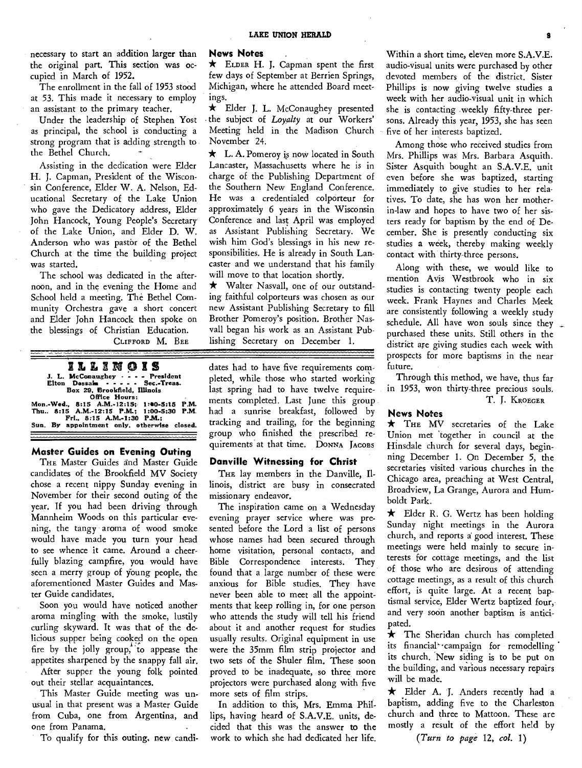necessary to start an addition larger than the original part. This section was occupied in March of 1952.

The enrollment in the fall of 1953 stood at 53. This made it necessary to employ an assistant to the primary teacher.

Under the leadership of Stephen Yost as principal, the school is conducting a strong program that is adding strength to the Bethel Church.

Assisting in the dedication were Elder H. J. Capman, President of the Wisconsin Conference, Elder W. A. Nelson, Educational Secretary of the Lake Union who gave the Dedicatory address, Elder John Hancock, Young People's Secretary of the Lake Union, and Elder D. W. Anderson who was pastor of the Bethel Church at the time the building project was started.

The school was dedicated in the afternoon, and in the evening the Home and School held a meeting. The Bethel Community Orchestra gave a short concert and Elder John Hancock then spoke on the blessings of Christian Education.

CLIFFORD M. BEE

### News Notes

★ ELDER H. J. Capman spent the first few days of September at Berrien Springs, Michigan, where he attended Board meetings.

★ Elder J. L. McConaughey presented the subject of *Loyalty* at our Workers' Meeting held in the Madison Church November 24.

★ L. A. Pomeroy is now located in South Lancaster, Massachusetts where he is in charge of the Publishing Department of the Southern New England Conference. He was a credentialed colporteur for approximately 6 years in the Wisconsin Conference and last April was employed as Assistant Publishing Secretary. We wish him God's blessings in his new responsibilities. He is already in South Lancaster and we understand that his family will move to that location shortly.

★ Walter Nasvall, one of our outstanding faithful colporteurs was chosen as our new Assistant Publishing Secretary to fill Brother Pomeroy's position. Brother Nasvall began his work as an Assistant Publishing Secretary on December 1.

## ILLINOIS

J. L. McConaughey - - - - President
Elton Dessain - - - - - Sec.-Treas.
Box 29, Brookfield, Illinois
Office Hours:
Mon.-Wed., 8:15 A.M.-12:15; 1:00-5:15 P.M.
Thu., 8:15 A.M.-12:15 P.M.; 1:00-5:30 P.M.
Fri., 8:15 A.M.-1:30 P.M.;
Sun. By appointment only, otherwise closed.

### Master Guides on Evening Outing

THE Master Guides and Master Guide candidates of the Brookfield MV Society chose a recent nippy Sunday evening in November for their second outing of the year. If you had been driving through Mannheim Woods on this particular evening, the tangy aroma of wood smoke would have made you turn your head to see whence it came. Around a cheerfully blazing campfire, you would have seen a merry group of young people, the aforementioned Master Guides and Master Guide candidates.

Soon you would have noticed another aroma mingling with the smoke, lustily curling skyward. It was that of the delicious supper being cooked on the open fire by the jolly group, to appease the appetites sharpened by the snappy fall air.

After supper the young folk pointed out their stellar acquaintances.

This Master Guide meeting was unusual in that present was a Master Guide from Cuba, one from Argentina, and one from Panama.

To qualify for this outing, new candidates had to have five requirements completed, while those who started working last spring had to have twelve requirements completed. Last June this group had a sunrise breakfast, followed by tracking and trailing, for the beginning group who finished the prescribed requirements at that time. DONNA JACOBS

### Danville Witnessing for Christ

THE lay members in the Danville, Illinois, district are busy in consecrated missionary endeavor.

The inspiration came on a Wednesday evening prayer service where was presented before the Lord a list of persons whose names had been secured through home visitation, personal contacts, and Bible Correspondence interests. They found that a large number of these were anxious for Bible studies. They have never been able to meet all the appointments that keep rolling in, for one person who attends the study will tell his friend about it and another request for studies usually results. Original equipment in use were the 35mm film strip projector and two sets of the Shuler film. These soon proved to be inadequate, so three more projectors were purchased along with five more sets of film strips.

In addition to this, Mrs. Emma Phillips, having heard of S.A.V.E. units, decided that this was the answer to the work to which she had dedicated her life. Within a short time, eleven more S.A.V.E. audio-visual units were purchased by other devoted members of the district. Sister Phillips is now giving twelve studies a week with her audio-visual unit in which she is contacting weekly fifty-three persons. Already this year, 1953, she has seen five of her interests baptized.

Among those who received studies from Mrs. Phillips was Mrs. Barbara Asquith. Sister Asquith bought an S.A.V.E. unit even before she was baptized, starting immediately to give studies to her relatives. To date, she has won her mother-in-law and hopes to have two of her sisters ready for baptism by the end of December. She is presently conducting six studies a week, thereby making weekly contact with thirty-three persons.

Along with these, we would like to mention Avis Westbrook who in six studies is contacting twenty people each week. Frank Haynes and Charles Meek are consistently following a weekly study schedule. All have won souls since they purchased these units. Still others in the district are giving studies each week with prospects for more baptisms in the near future.

Through this method, we have, thus far in 1953, won thirty-three precious souls.

T. J. KROEGER

### News Notes

★ THE MV secretaries of the Lake Union met together in council at the Hinsdale church for several days, beginning December 1. On December 5, the secretaries visited various churches in the Chicago area, preaching at West Central, Broadview, La Grange, Aurora and Humboldt Park.

★ Elder R. G. Wertz has been holding Sunday night meetings in the Aurora church, and reports a good interest. These meetings were held mainly to secure interests for cottage meetings, and the list of those who are desirous of attending cottage meetings, as a result of this church effort, is quite large. At a recent baptismal service, Elder Wertz baptized four, and very soon another baptism is anticipated.

★ The Sheridan church has completed its financial campaign for remodelling its church. New siding is to be put on the building, and various necessary repairs will be made.

★ Elder A. J. Anders recently had a baptism, adding five to the Charleston church and three to Mattoon. These are mostly a result of the effort held by

*(Turn to page 12, col. 1)*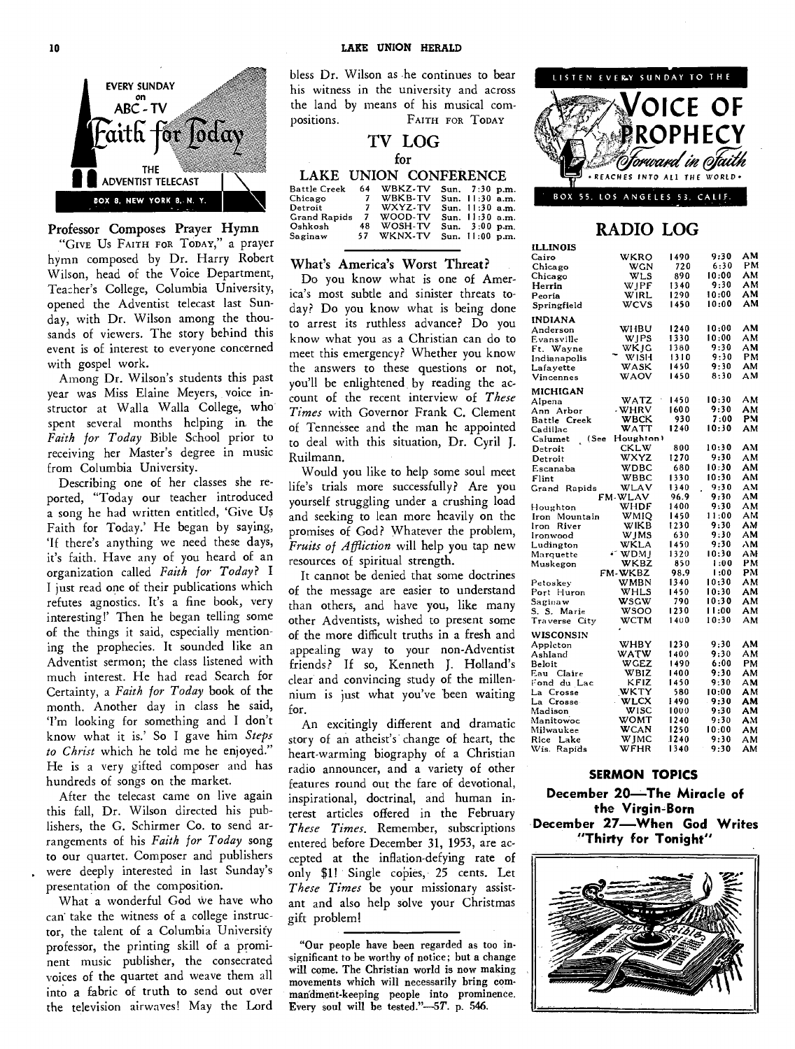EVERY SUNDAY on ABC-TV

**Faith for Today**

THE ADVENTIST TELECAST

BOX 8, NEW YORK 8, N. Y.

### Professor Composes Prayer Hymn

"GIVE US FAITH FOR TODAY," a prayer hymn composed by Dr. Harry Robert Wilson, head of the Voice Department, Teacher's College, Columbia University, opened the Adventist telecast last Sunday, with Dr. Wilson among the thousands of viewers. The story behind this event is of interest to everyone concerned with gospel work.

Among Dr. Wilson's students this past year was Miss Elaine Meyers, voice instructor at Walla Walla College, who spent several months helping in the *Faith for Today* Bible School prior to receiving her Master's degree in music from Columbia University.

Describing one of her classes she reported, "Today our teacher introduced a song he had written entitled, 'Give Us Faith for Today.' He began by saying, 'If there's anything we need these days, it's faith. Have any of you heard of an organization called *Faith for Today*? I just read one of their publications which refutes agnostics. It's a fine book, very interesting!' Then he began telling some of the things it said, especially mentioning the prophecies. It sounded like an Adventist sermon; the class listened with much interest. He had read Search for Certainty, a *Faith for Today* book of the month. Another day in class he said, 'I'm looking for something and I don't know what it is.' So I gave him *Steps to Christ* which he told me he enjoyed." He is a very gifted composer and has hundreds of songs on the market.

After the telecast came on live again this fall, Dr. Wilson directed his publishers, the G. Schirmer Co. to send arrangements of his *Faith for Today* song to our quartet. Composer and publishers were deeply interested in last Sunday's presentation of the composition.

What a wonderful God we have who can take the witness of a college instructor, the talent of a Columbia University professor, the printing skill of a prominent music publisher, the consecrated voices of the quartet and weave them all into a fabric of truth to send out over the television airwaves! May the Lord bless Dr. Wilson as he continues to bear his witness in the university and across the land by means of his musical compositions.

FAITH FOR TODAY

## TV LOG for LAKE UNION CONFERENCE

| | | | |
|---|---|---|---|
| Battle Creek | 64 | WBKZ-TV | Sun. 7:30 p.m. |
| Chicago | 7 | WBKB-TV | Sun. 11:30 a.m. |
| Detroit | 7 | WXYZ-TV | Sun. 11:30 a.m. |
| Grand Rapids | 7 | WOOD-TV | Sun. 11:30 a.m. |
| Oshkosh | 48 | WOSH-TV | Sun. 3:00 p.m. |
| Saginaw | 57 | WKNX-TV | Sun. 11:00 p.m. |

### What's America's Worst Threat?

Do you know what is one of America's most subtle and sinister threats today? Do you know what is being done to arrest its ruthless advance? Do you know what you as a Christian can do to meet this emergency? Whether you know the answers to these questions or not, you'll be enlightened by reading the account of the recent interview of *These Times* with Governor Frank C. Clement of Tennessee and the man he appointed to deal with this situation, Dr. Cyril J. Ruilmann.

Would you like to help some soul meet life's trials more successfully? Are you yourself struggling under a crushing load and seeking to lean more heavily on the promises of God? Whatever the problem, *Fruits of Affliction* will help you tap new resources of spiritual strength.

It cannot be denied that some doctrines of the message are easier to understand than others, and have you, like many other Adventists, wished to present some of the more difficult truths in a fresh and appealing way to your non-Adventist friends? If so, Kenneth J. Holland's clear and convincing study of the millennium is just what you've been waiting for.

An excitingly different and dramatic story of an atheist's change of heart, the heart-warming biography of a Christian radio announcer, and a variety of other features round out the fare of devotional, inspirational, doctrinal, and human interest articles offered in the February *These Times*. Remember, subscriptions entered before December 31, 1953, are accepted at the inflation-defying rate of only $1! Single copies, 25 cents. Let *These Times* be your missionary assistant and also help solve your Christmas gift problem!

"Our people have been regarded as too insignificant to be worthy of notice; but a change will come. The Christian world is now making movements which will necessarily bring commandment-keeping people into prominence. Every soul will be tested."—5T. p. 546.

LISTEN EVERY SUNDAY TO THE

**VOICE OF PROPHECY**

*Forward in Faith*

• REACHES INTO ALL THE WORLD •

BOX 55, LOS ANGELES 53, CALIF.

## RADIO LOG

| | | | |
|---|---|---|---|
| **ILLINOIS** | | | |
| Cairo | WKRO | 1490 | 9:30 AM |
| Chicago | WGN | 720 | 6:30 PM |
| Chicago | WLS | 890 | 10:00 AM |
| Herrin | WJPF | 1340 | 9:30 AM |
| Peoria | WIRL | 1290 | 10:00 AM |
| Springfield | WCVS | 1450 | 10:00 AM |
| **INDIANA** | | | |
| Anderson | WHBU | 1240 | 10:00 AM |
| Evansville | WJPS | 1330 | 10:00 AM |
| Ft. Wayne | WKJG | 1380 | 9:30 AM |
| Indianapolis | WISH | 1310 | 9:30 PM |
| Lafayette | WASK | 1450 | 9:30 AM |
| Vincennes | WAOV | 1450 | 8:30 AM |
| **MICHIGAN** | | | |
| Alpena | WATZ | 1450 | 10:30 AM |
| Ann Arbor | WHRV | 1600 | 9:30 AM |
| Battle Creek | WBCK | 930 | 7:00 PM |
| Cadillac | WATT | 1240 | 10:30 AM |
| Calumet (See Houghton) | | | |
| Detroit | CKLW | 800 | 10:30 AM |
| Detroit | WXYZ | 1270 | 9:30 AM |
| Escanaba | WDBC | 680 | 10:30 AM |
| Flint | WBBC | 1330 | 10:30 AM |
| Grand Rapids | WLAV | 1340 | 9:30 AM |
| | FM-WLAV | 96.9 | 9:30 AM |
| Houghton | WHDF | 1400 | 9:30 AM |
| Iron Mountain | WMIQ | 1450 | 11:00 AM |
| Iron River | WIKB | 1230 | 9:30 AM |
| Ironwood | WJMS | 630 | 9:30 AM |
| Ludington | WKLA | 1450 | 9:30 AM |
| Marquette | WDMJ | 1320 | 10:30 AM |
| Muskegon | WKBZ | 850 | 1:00 PM |
| | FM-WKBZ | 98.9 | 1:00 PM |
| Petoskey | WMBN | 1340 | 10:30 AM |
| Port Huron | WHLS | 1450 | 10:30 AM |
| Saginaw | WSGW | 790 | 10:30 AM |
| S. S. Marie | WSOO | 1230 | 11:00 AM |
| Traverse City | WCTM | 1400 | 10:30 AM |
| **WISCONSIN** | | | |
| Appleton | WHBY | 1230 | 9:30 AM |
| Ashland | WATW | 1400 | 9:30 AM |
| Beloit | WGEZ | 1490 | 6:00 PM |
| Eau Claire | WBIZ | 1400 | 9:30 AM |
| Fond du Lac | KFIZ | 1450 | 9:30 AM |
| La Crosse | WKTY | 580 | 10:00 AM |
| La Crosse | WLCX | 1490 | 9:30 AM |
| Madison | WISC | 1000 | 9:30 AM |
| Manitowoc | WOMT | 1240 | 9:30 AM |
| Milwaukee | WCAN | 1250 | 10:00 AM |
| Rice Lake | WJMC | 1240 | 9:30 AM |
| Wis. Rapids | WFHR | 1340 | 9:30 AM |

### SERMON TOPICS

**December 20—The Miracle of the Virgin-Born**

**December 27—When God Writes "Thirty for Tonight"**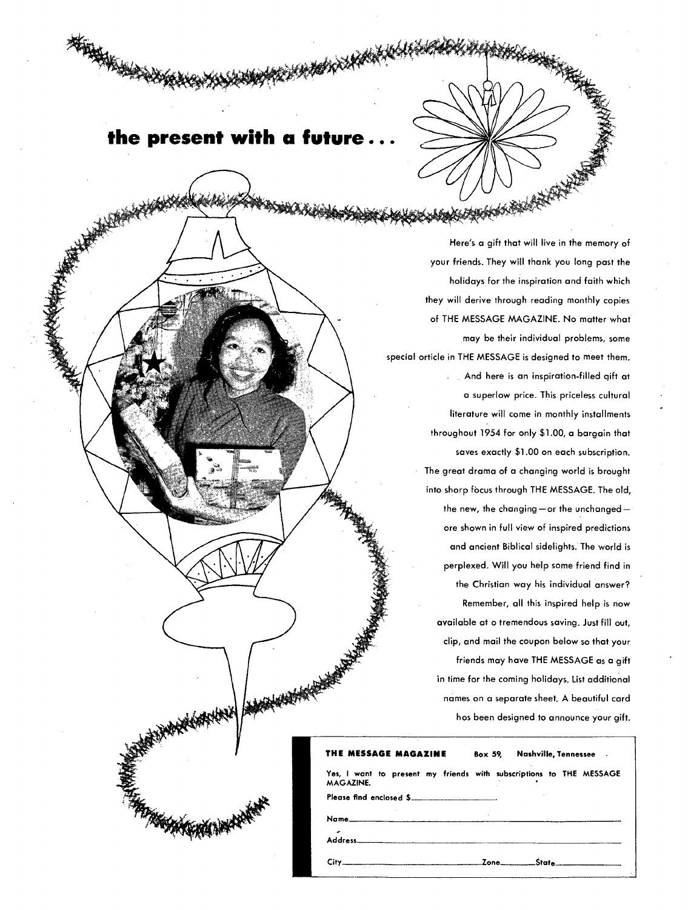# the present with a future . . .

Here's a gift that will live in the memory of your friends. They will thank you long past the holidays for the inspiration and faith which they will derive through reading monthly copies of THE MESSAGE MAGAZINE. No matter what may be their individual problems, some special article in THE MESSAGE is designed to meet them.

. . And here is an inspiration-filled gift at a superlow price. This priceless cultural literature will come in monthly installments throughout 1954 for only $1.00, a bargain that saves exactly $1.00 on each subscription. The great drama of a changing world is brought into sharp focus through THE MESSAGE. The old, the new, the changing—or the unchanged—are shown in full view of inspired predictions and ancient Biblical sidelights. The world is perplexed. Will you help some friend find in the Christian way his individual answer? Remember, all this inspired help is now available at a tremendous saving. Just fill out, clip, and mail the coupon below so that your friends may have THE MESSAGE as a gift in time for the coming holidays. List additional names on a separate sheet. A beautiful card has been designed to announce your gift.

---

**THE MESSAGE MAGAZINE** **Box 59, Nashville, Tennessee**

**Yes, I want to present my friends with subscriptions to THE MESSAGE MAGAZINE.**

**Please find enclosed $**\_\_\_\_\_\_\_\_\_\_\_\_\_\_\_\_.

**Name**\_\_\_\_\_\_\_\_\_\_\_\_\_\_\_\_\_\_\_\_\_\_\_\_\_\_\_\_\_\_\_\_\_\_\_\_\_\_\_\_

**Address**\_\_\_\_\_\_\_\_\_\_\_\_\_\_\_\_\_\_\_\_\_\_\_\_\_\_\_\_\_\_\_\_\_\_\_\_\_\_

**City**\_\_\_\_\_\_\_\_\_\_\_\_\_\_\_\_\_\_\_\_ **Zone**\_\_\_\_\_\_ **State**\_\_\_\_\_\_\_\_\_\_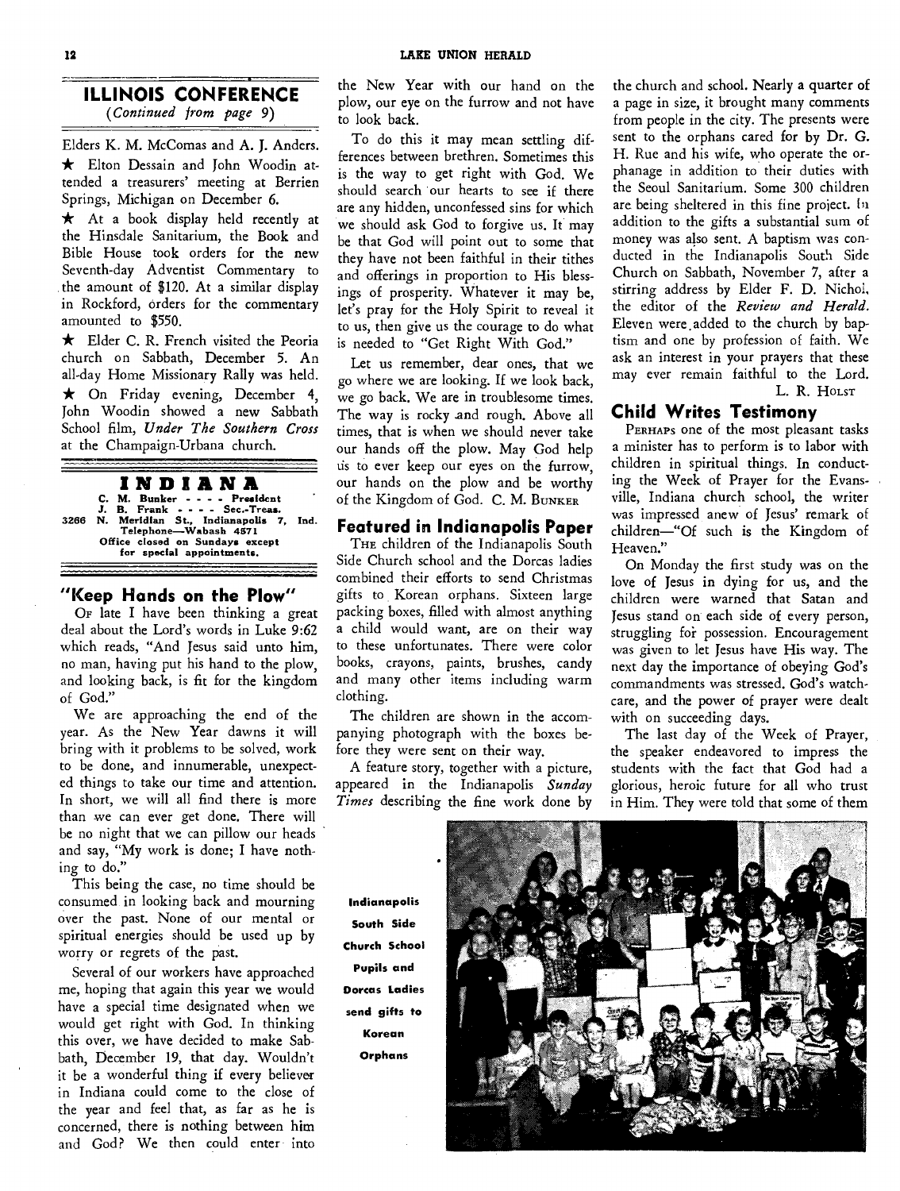## ILLINOIS CONFERENCE
*(Continued from page 9)*

Elders K. M. McComas and A. J. Anders.

★ Elton Dessain and John Woodin attended a treasurers' meeting at Berrien Springs, Michigan on December 6.

★ At a book display held recently at the Hinsdale Sanitarium, the Book and Bible House took orders for the new Seventh-day Adventist Commentary to the amount of $120. At a similar display in Rockford, orders for the commentary amounted to $550.

★ Elder C. R. French visited the Peoria church on Sabbath, December 5. An all-day Home Missionary Rally was held.

★ On Friday evening, December 4, John Woodin showed a new Sabbath School film, *Under The Southern Cross* at the Champaign-Urbana church.

## INDIANA

C. M. Bunker - - - - President
J. B. Frank - - - - Sec.-Treas.
3266 N. Meridian St., Indianapolis 7, Ind.
Telephone—Wabash 4571
Office closed on Sundays except for special appointments.

### "Keep Hands on the Plow"

Of late I have been thinking a great deal about the Lord's words in Luke 9:62 which reads, "And Jesus said unto him, no man, having put his hand to the plow, and looking back, is fit for the kingdom of God."

We are approaching the end of the year. As the New Year dawns it will bring with it problems to be solved, work to be done, and innumerable, unexpected things to take our time and attention. In short, we will all find there is more than we can ever get done. There will be no night that we can pillow our heads and say, "My work is done; I have nothing to do."

This being the case, no time should be consumed in looking back and mourning over the past. None of our mental or spiritual energies should be used up by worry or regrets of the past.

Several of our workers have approached me, hoping that again this year we would have a special time designated when we would get right with God. In thinking this over, we have decided to make Sabbath, December 19, that day. Wouldn't it be a wonderful thing if every believer in Indiana could come to the close of the year and feel that, as far as he is concerned, there is nothing between him and God? We then could enter into the New Year with our hand on the plow, our eye on the furrow and not have to look back.

To do this it may mean settling differences between brethren. Sometimes this is the way to get right with God. We should search our hearts to see if there are any hidden, unconfessed sins for which we should ask God to forgive us. It may be that God will point out to some that they have not been faithful in their tithes and offerings in proportion to His blessings of prosperity. Whatever it may be, let's pray for the Holy Spirit to reveal it to us, then give us the courage to do what is needed to "Get Right With God."

Let us remember, dear ones, that we go where we are looking. If we look back, we go back. We are in troublesome times. The way is rocky and rough. Above all times, that is when we should never take our hands off the plow. May God help us to ever keep our eyes on the furrow, our hands on the plow and be worthy of the Kingdom of God. C. M. Bunker

### Featured in Indianapolis Paper

The children of the Indianapolis South Side Church school and the Dorcas ladies combined their efforts to send Christmas gifts to Korean orphans. Sixteen large packing boxes, filled with almost anything a child would want, are on their way to these unfortunates. There were color books, crayons, paints, brushes, candy and many other items including warm clothing.

The children are shown in the accompanying photograph with the boxes before they were sent on their way.

A feature story, together with a picture, appeared in the Indianapolis *Sunday Times* describing the fine work done by the church and school. Nearly a quarter of a page in size, it brought many comments from people in the city. The presents were sent to the orphans cared for by Dr. G. H. Rue and his wife, who operate the orphanage in addition to their duties with the Seoul Sanitarium. Some 300 children are being sheltered in this fine project. In addition to the gifts a substantial sum of money was also sent. A baptism was conducted in the Indianapolis South Side Church on Sabbath, November 7, after a stirring address by Elder F. D. Nichol, the editor of the *Review and Herald*. Eleven were added to the church by baptism and one by profession of faith. We ask an interest in your prayers that these may ever remain faithful to the Lord.

L. R. Holst

Indianapolis South Side Church School Pupils and Dorcas Ladies send gifts to Korean Orphans

### Child Writes Testimony

Perhaps one of the most pleasant tasks a minister has to perform is to labor with children in spiritual things. In conducting the Week of Prayer for the Evansville, Indiana church school, the writer was impressed anew of Jesus' remark of children—"Of such is the Kingdom of Heaven."

On Monday the first study was on the love of Jesus in dying for us, and the children were warned that Satan and Jesus stand on each side of every person, struggling for possession. Encouragement was given to let Jesus have His way. The next day the importance of obeying God's commandments was stressed. God's watchcare, and the power of prayer were dealt with on succeeding days.

The last day of the Week of Prayer, the speaker endeavored to impress the students with the fact that God had a glorious, heroic future for all who trust in Him. They were told that some of them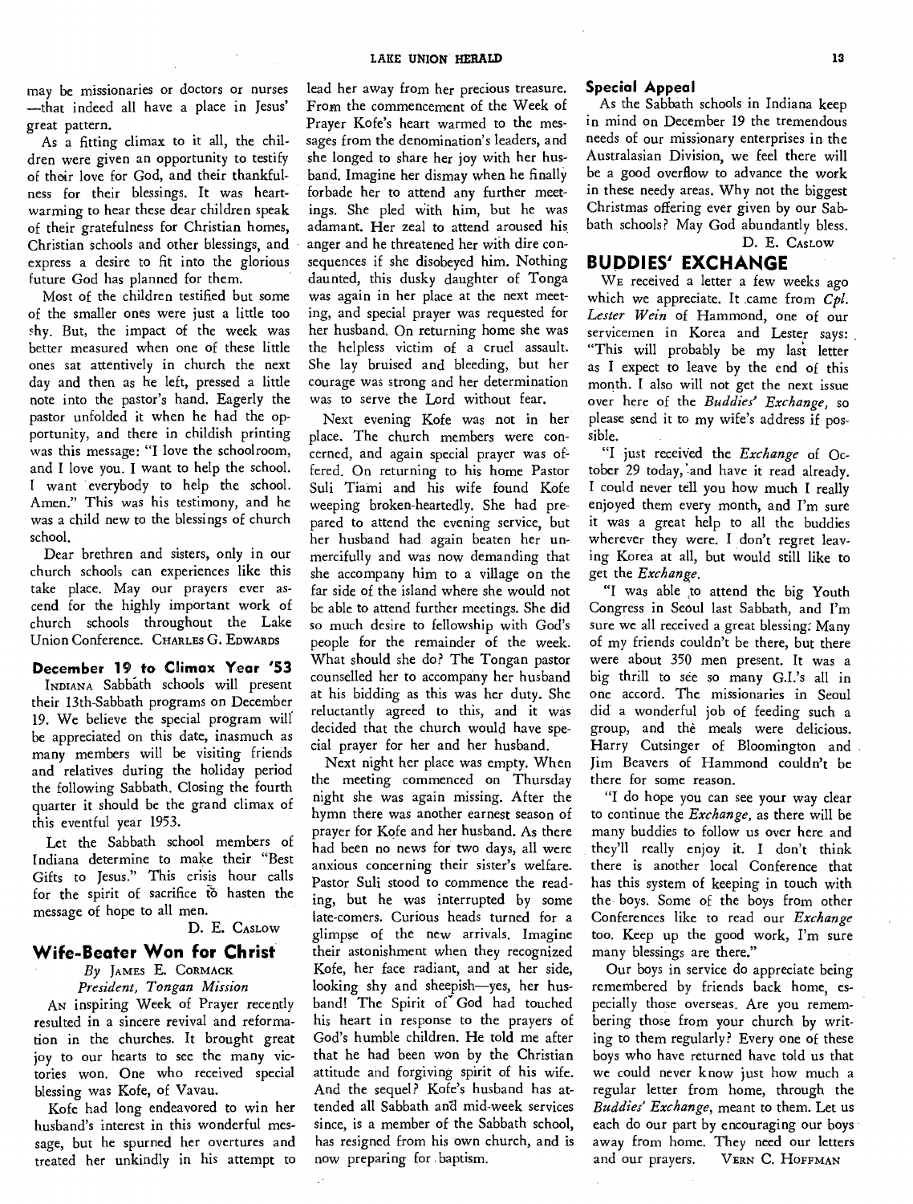may be missionaries or doctors or nurses —that indeed all have a place in Jesus' great pattern.

As a fitting climax to it all, the children were given an opportunity to testify of their love for God, and their thankfulness for their blessings. It was heartwarming to hear these dear children speak of their gratefulness for Christian homes, Christian schools and other blessings, and express a desire to fit into the glorious future God has planned for them.

Most of the children testified but some of the smaller ones were just a little too shy. But, the impact of the week was better measured when one of these little ones sat attentively in church the next day and then as he left, pressed a little note into the pastor's hand. Eagerly the pastor unfolded it when he had the opportunity, and there in childish printing was this message: "I love the schoolroom, and I love you. I want to help the school. I want everybody to help the school. Amen." This was his testimony, and he was a child new to the blessings of church school.

Dear brethren and sisters, only in our church schools can experiences like this take place. May our prayers ever ascend for the highly important work of church schools throughout the Lake Union Conference. CHARLES G. EDWARDS

### December 19 to Climax Year '53

INDIANA Sabbath schools will present their 13th-Sabbath programs on December 19. We believe the special program will be appreciated on this date, inasmuch as many members will be visiting friends and relatives during the holiday period the following Sabbath. Closing the fourth quarter it should be the grand climax of this eventful year 1953.

Let the Sabbath school members of Indiana determine to make their "Best Gifts to Jesus." This crisis hour calls for the spirit of sacrifice to hasten the message of hope to all men.

D. E. CASLOW

## Wife-Beater Won for Christ

*By* JAMES E. CORMACK
*President, Tongan Mission*

AN inspiring Week of Prayer recently resulted in a sincere revival and reformation in the churches. It brought great joy to our hearts to see the many victories won. One who received special blessing was Kofe, of Vavau.

Kofe had long endeavored to win her husband's interest in this wonderful message, but he spurned her overtures and treated her unkindly in his attempt to lead her away from her precious treasure. From the commencement of the Week of Prayer Kofe's heart warmed to the messages from the denomination's leaders, and she longed to share her joy with her husband. Imagine her dismay when he finally forbade her to attend any further meetings. She pled with him, but he was adamant. Her zeal to attend aroused his anger and he threatened her with dire consequences if she disobeyed him. Nothing daunted, this dusky daughter of Tonga was again in her place at the next meeting, and special prayer was requested for her husband. On returning home she was the helpless victim of a cruel assault. She lay bruised and bleeding, but her courage was strong and her determination was to serve the Lord without fear.

Next evening Kofe was not in her place. The church members were concerned, and again special prayer was offered. On returning to his home Pastor Suli Tiami and his wife found Kofe weeping broken-heartedly. She had prepared to attend the evening service, but her husband had again beaten her unmercifully and was now demanding that she accompany him to a village on the far side of the island where she would not be able to attend further meetings. She did so much desire to fellowship with God's people for the remainder of the week. What should she do? The Tongan pastor counselled her to accompany her husband at his bidding as this was her duty. She reluctantly agreed to this, and it was decided that the church would have special prayer for her and her husband.

Next night her place was empty. When the meeting commenced on Thursday night she was again missing. After the hymn there was another earnest season of prayer for Kofe and her husband. As there had been no news for two days, all were anxious concerning their sister's welfare. Pastor Suli stood to commence the reading, but he was interrupted by some late-comers. Curious heads turned for a glimpse of the new arrivals. Imagine their astonishment when they recognized Kofe, her face radiant, and at her side, looking shy and sheepish—yes, her husband! The Spirit of God had touched his heart in response to the prayers of God's humble children. He told me after that he had been won by the Christian attitude and forgiving spirit of his wife. And the sequel? Kofe's husband has attended all Sabbath and mid-week services since, is a member of the Sabbath school, has resigned from his own church, and is now preparing for baptism.

### Special Appeal

As the Sabbath schools in Indiana keep in mind on December 19 the tremendous needs of our missionary enterprises in the Australasian Division, we feel there will be a good overflow to advance the work in these needy areas. Why not the biggest Christmas offering ever given by our Sabbath schools? May God abundantly bless.

D. E. CASLOW

## BUDDIES' EXCHANGE

WE received a letter a few weeks ago which we appreciate. It came from *Cpl. Lester Wein* of Hammond, one of our servicemen in Korea and Lester says: "This will probably be my last letter as I expect to leave by the end of this month. I also will not get the next issue over here of the *Buddies' Exchange*, so please send it to my wife's address if possible.

"I just received the *Exchange* of October 29 today, and have it read already. I could never tell you how much I really enjoyed them every month, and I'm sure it was a great help to all the buddies wherever they were. I don't regret leaving Korea at all, but would still like to get the *Exchange*.

"I was able to attend the big Youth Congress in Seoul last Sabbath, and I'm sure we all received a great blessing. Many of my friends couldn't be there, but there were about 350 men present. It was a big thrill to see so many G.I.'s all in one accord. The missionaries in Seoul did a wonderful job of feeding such a group, and the meals were delicious. Harry Cutsinger of Bloomington and Jim Beavers of Hammond couldn't be there for some reason.

"I do hope you can see your way clear to continue the *Exchange*, as there will be many buddies to follow us over here and they'll really enjoy it. I don't think there is another local Conference that has this system of keeping in touch with the boys. Some of the boys from other Conferences like to read our *Exchange* too. Keep up the good work, I'm sure many blessings are there."

Our boys in service do appreciate being remembered by friends back home, especially those overseas. Are you remembering those from your church by writing to them regularly? Every one of these boys who have returned have told us that we could never know just how much a regular letter from home, through the *Buddies' Exchange*, meant to them. Let us each do our part by encouraging our boys away from home. They need our letters and our prayers. VERN C. HOFFMAN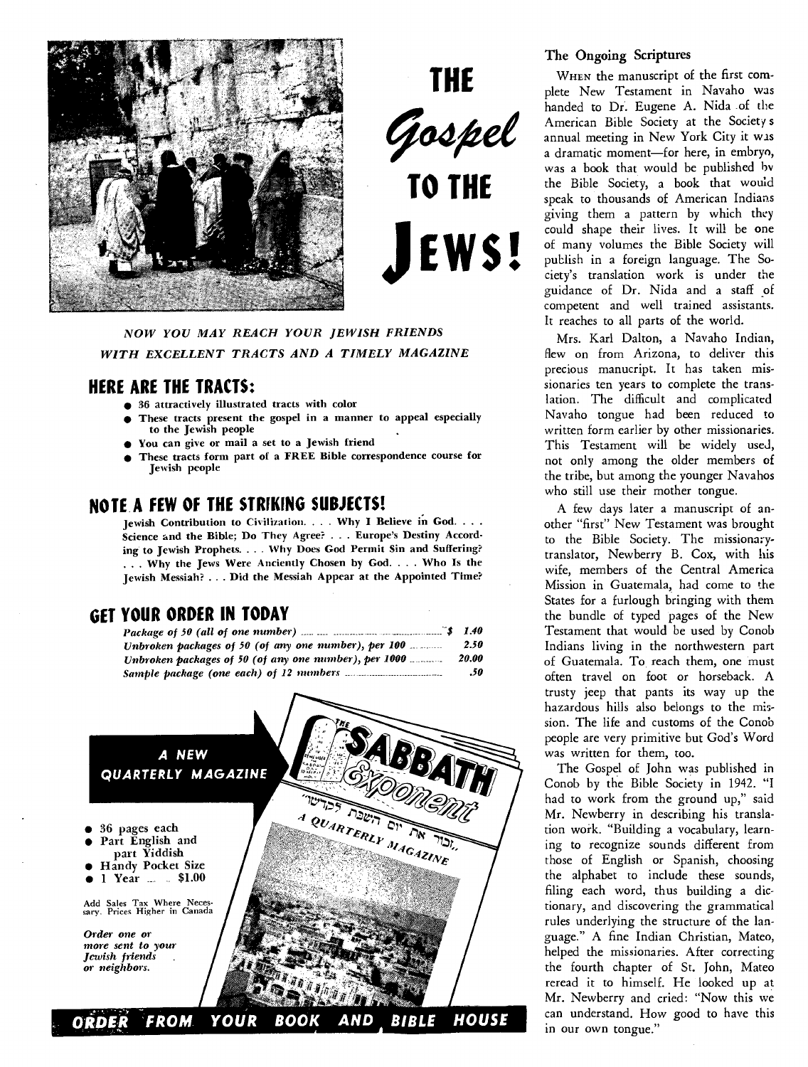# THE *Gospel* TO THE JEWS!

*NOW YOU MAY REACH YOUR JEWISH FRIENDS WITH EXCELLENT TRACTS AND A TIMELY MAGAZINE*

## HERE ARE THE TRACTS:

- 36 attractively illustrated tracts with color
- These tracts present the gospel in a manner to appeal especially to the Jewish people
- You can give or mail a set to a Jewish friend
- These tracts form part of a FREE Bible correspondence course for Jewish people

## NOTE A FEW OF THE STRIKING SUBJECTS!

Jewish Contribution to Civilization. . . . Why I Believe in God. . . . Science and the Bible; Do They Agree? . . . Europe's Destiny According to Jewish Prophets. . . . Why Does God Permit Sin and Suffering? . . . Why the Jews Were Anciently Chosen by God. . . . Who Is the Jewish Messiah? . . . Did the Messiah Appear at the Appointed Time?

## GET YOUR ORDER IN TODAY

| | |
|---|---|
| *Package of 50 (all of one number)* | $ 1.40 |
| *Unbroken packages of 50 (of any one number), per 100* | 2.50 |
| *Unbroken packages of 50 (of any one number), per 1000* | 20.00 |
| *Sample package (one each) of 12 numbers* | .50 |

**A NEW QUARTERLY MAGAZINE**

THE SABBATH Exponent

״זכור את יום השבת לקדשו״

A QUARTERLY MAGAZINE

- 36 pages each
- Part English and part Yiddish
- Handy Pocket Size
- 1 Year ... $1.00

Add Sales Tax Where Necessary. Prices Higher in Canada

*Order one or more sent to your Jewish friends or neighbors.*

**ORDER FROM YOUR BOOK AND BIBLE HOUSE**

### The Ongoing Scriptures

WHEN the manuscript of the first complete New Testament in Navaho was handed to Dr. Eugene A. Nida of the American Bible Society at the Society's annual meeting in New York City it was a dramatic moment—for here, in embryo, was a book that would be published by the Bible Society, a book that would speak to thousands of American Indians giving them a pattern by which they could shape their lives. It will be one of many volumes the Bible Society will publish in a foreign language. The Society's translation work is under the guidance of Dr. Nida and a staff of competent and well trained assistants. It reaches to all parts of the world.

Mrs. Karl Dalton, a Navaho Indian, flew on from Arizona, to deliver this precious manucript. It has taken missionaries ten years to complete the translation. The difficult and complicated Navaho tongue had been reduced to written form earlier by other missionaries. This Testament will be widely used, not only among the older members of the tribe, but among the younger Navahos who still use their mother tongue.

A few days later a manuscript of another "first" New Testament was brought to the Bible Society. The missionary-translator, Newberry B. Cox, with his wife, members of the Central America Mission in Guatemala, had come to the States for a furlough bringing with them the bundle of typed pages of the New Testament that would be used by Conob Indians living in the northwestern part of Guatemala. To reach them, one must often travel on foot or horseback. A trusty jeep that pants its way up the hazardous hills also belongs to the mission. The life and customs of the Conob people are very primitive but God's Word was written for them, too.

The Gospel of John was published in Conob by the Bible Society in 1942. "I had to work from the ground up," said Mr. Newberry in describing his translation work. "Building a vocabulary, learning to recognize sounds different from those of English or Spanish, choosing the alphabet to include these sounds, filing each word, thus building a dictionary, and discovering the grammatical rules underlying the structure of the language." A fine Indian Christian, Mateo, helped the missionaries. After correcting the fourth chapter of St. John, Mateo reread it to himself. He looked up at Mr. Newberry and cried: "Now this we can understand. How good to have this in our own tongue."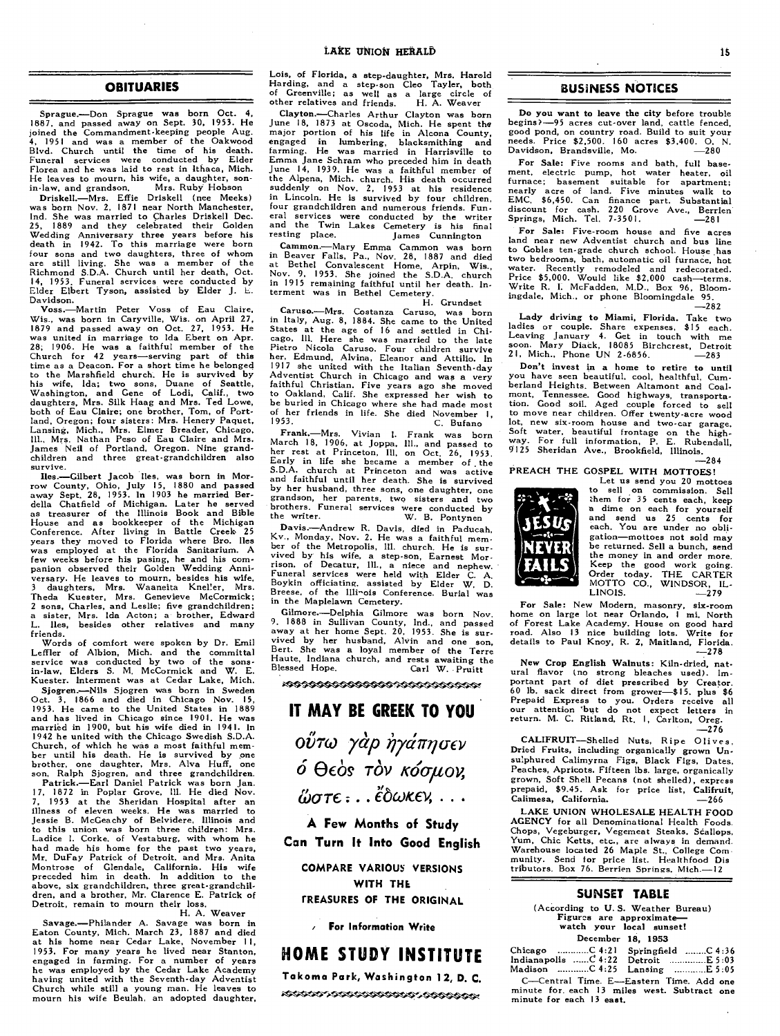## OBITUARIES

**Sprague.**—Don Sprague was born Oct. 4, 1887, and passed away on Sept. 30, 1953. He joined the Commandment-keeping people Aug. 4, 1951 and was a member of the Oakwood Blvd. Church until the time of his death. Funeral services were conducted by Elder Florea and he was laid to rest in Ithaca, Mich. He leaves to mourn, his wife, a daughter, son-in-law, and grandson. Mrs. Ruby Hobson

**Driskell.**—Mrs. Effie Driskell (nee Meeks) was born Nov. 2, 1871 near North Manchester, Ind. She was married to Charles Driskell Dec. 25, 1889 and they celebrated their Golden Wedding Anniversary three years before his death in 1942. To this marriage were born four sons and two daughters, three of whom are still living. She was a member of the Richmond S.D.A. Church until her death, Oct. 14, 1953. Funeral services were conducted by Elder Elbert Tyson, assisted by Elder J. E. Davidson.

**Voss.**—Martin Peter Voss of Eau Claire, Wis., was born in Caryville, Wis. on April 27, 1879 and passed away on Oct. 27, 1953. He was united in marriage to Ida Ebert on Apr. 28, 1906. He was a faithful member of the Church for 42 years—serving part of this time as a Deacon. For a short time he belonged to the Marshfield church. He is survived by his wife, Ida; two sons, Duane of Seattle, Washington, and Gene of Lodi, Calif., two daughters, Mrs. Silk Haag and Mrs. Ted Lowe, both of Eau Claire; one brother, Tom, of Portland, Oregon; four sisters: Mrs. Henery Paquet, Lansing, Mich., Mrs. Elmer Breader, Chicago, Ill., Mrs. Nathan Peso of Eau Claire and Mrs. James Neil of Portland, Oregon. Nine grandchildren and three great-grandchildren also survive.

**Iles.**—Gilbert Jacob Iles, was born in Morrow County, Ohio, July 15, 1880 and passed away Sept. 28, 1953. In 1903 he married Berdella Chatfield of Michigan. Later he served as treasurer of the Illinois Book and Bible House and as bookkeeper of the Michigan Conference. After living in Battle Creek 25 years they moved to Florida where Bro. Iles was employed at the Florida Sanitarium. A few weeks before his pasing, he and his companion observed their Golden Wedding Anniversary. He leaves to mourn, besides his wife, 3 daughters, Mrs. Waaneita Kneller, Mrs. Theda Kuester, Mrs. Genevieve McCormick; 2 sons, Charles, and Leslie; five grandchildren; a sister, Mrs. Ida Acton; a brother, Edward L. Iles, besides other relatives and many friends.

Words of comfort were spoken by Dr. Emil Leffler of Albion, Mich. and the committal service was conducted by two of the sons-in-law, Elders S. M. McCormick and W. E. Kuester. Interment was at Cedar Lake, Mich.

**Sjogren.**—Nils Sjogren was born in Sweden Oct. 3, 1866 and died in Chicago Nov. 15, 1953. He came to the United States in 1889 and has lived in Chicago since 1901. He was married in 1900, but his wife died in 1941. In 1942 he united with the Chicago Swedish S.D.A. Church, of which he was a most faithful member until his death. He is survived by one brother, one daughter, Mrs. Alva Huff, one son, Ralph Sjogren, and three grandchildren.

**Patrick.**—Earl Daniel Patrick was born Jan. 17, 1872 in Poplar Grove, Ill. He died Nov. 7, 1953 at the Sheridan Hospital after an illness of eleven weeks. He was married to Jessie B. McGeachy of Belvidere, Illinois and to this union was born three children: Mrs. Ladice I. Corke, of Vestaburg, with whom he had made his home for the past two years, Mr. DuFay Patrick of Detroit, and Mrs. Anita Montrose of Glendale, California. His wife preceded him in death. In addition to the above, six grandchildren, three great-grandchildren, and a brother, Mr. Clarence E. Patrick of Detroit, remain to mourn their loss.
H. A. Weaver

**Savage.**—Philander A. Savage was born in Eaton County, Mich. March 23, 1887 and died at his home near Cedar Lake, November 11, 1953. For many years he lived near Stanton, engaged in farming. For a number of years he was employed by the Cedar Lake Academy having united with the Seventh-day Adventist Church while still a young man. He leaves to mourn his wife Beulah, an adopted daughter, Lois, of Florida, a step-daughter, Mrs. Harold Harding, and a step-son Cleo Tayler, both of Greenville; as well as a large circle of other relatives and friends. H. A. Weaver

**Clayton.**—Charles Arthur Clayton was born June 18, 1873 at Oscoda, Mich. He spent the major portion of his life in Alcona County, engaged in lumbering, blacksmithing and farming. He was married in Harrisville to Emma Jane Schram who preceded him in death June 14, 1939. He was a faithful member of the Alpena, Mich. church. His death occurred suddenly on Nov. 2, 1953 at his residence in Lincoln. He is survived by four children, four grandchildren and numerous friends. Funeral services were conducted by the writer and the Twin Lakes Cemetery is his final resting place. James Cunnington

**Cammon.**—Mary Emma Cammon was born in Beaver Falls, Pa., Nov. 28, 1887 and died at Bethel Convalescent Home, Arpin, Wis., Nov. 9, 1953. She joined the S.D.A. church in 1915 remaining faithful until her death. Interment was in Bethel Cemetery.
H. Grundset

**Caruso.**—Mrs. Costanza Caruso, was born in Italy, Aug. 8, 1884. She came to the United States at the age of 16 and settled in Chicago, Ill. Here she was married to the late Pietro Nicola Caruso. Four children survive her, Edmund, Alvina, Eleanor and Attilio. In 1917 she united with the Italian Seventh-day Adventist Church in Chicago and was a very faithful Christian. Five years ago she moved to Oakland, Calif. She expressed her wish to be buried in Chicago where she had made most of her friends in life. She died November 1, 1953. C. Bufano

**Frank.**—Mrs. Vivian I. Frank was born March 18, 1906, at Joppa, Ill., and passed to her rest at Princeton, Ill. on Oct. 26, 1953. Early in life she became a member of the S.D.A. church at Princeton and was active and faithful until her death. She is survived by her husband, three sons, one daughter, one grandson, her parents, two sisters and two brothers. Funeral services were conducted by the writer. W. B. Pontynen

**Davis.**—Andrew R. Davis, died in Paducah, Ky., Monday, Nov. 2. He was a faithful member of the Metropolis, Ill. church. He is survived by his wife, a step-son, Earnest Morrison, of Decatur, Ill., a niece and nephew. Funeral services were held with Elder C. A. Boykin officiating, assisted by Elder W. D. Breese, of the Illinois Conference. Burial was in the Maplelawn Cemetery.

**Gilmore.**—Delphia Gilmore was born Nov. 9, 1888 in Sullivan County, Ind., and passed away at her home Sept. 20, 1953. She is survived by her husband, Alvin and one son, Bert. She was a loyal member of the Terre Haute, Indiana church, and rests awaiting the Blessed Hope. Carl W. Pruitt

---

# IT MAY BE GREEK TO YOU

*οὕτω γὰρ ἠγάπησεν ὁ Θεὸς τὸν κόσμον, ὥστε . . . ἔδωκεν, . . .*

**A Few Months of Study Can Turn It Into Good English**

**COMPARE VARIOUS VERSIONS WITH THE TREASURES OF THE ORIGINAL**

**For Information Write**

# HOME STUDY INSTITUTE

**Takoma Park, Washington 12, D. C.**

---

## BUSINESS NOTICES

**Do you want to leave the city** before trouble begins?—95 acres cut-over land, cattle fenced, good pond, on country road. Build to suit your needs. Price $2,500. 160 acres $3,400. O. N. Davidson, Brandsville, Mo. —280

**For Sale:** Five rooms and bath, full basement, electric pump, hot water heater, oil furnace; basement suitable for apartment; nearly acre of land. Five minutes walk to EMC. $6,450. Can finance part. Substantial discount for cash. 220 Grove Ave., Berrien Springs, Mich. Tel. 7-3501. —281

**For Sale:** Five-room house and five acres land near new Adventist church and bus line to Gobles ten-grade church school. House has two bedrooms, bath, automatic oil furnace, hot water. Recently remodeled and redecorated. Price $5,000. Would like $2,000 cash—terms. Write R. I. McFadden, M.D., Box 96, Bloomingdale, Mich., or phone Bloomingdale 95. —282

**Lady driving to Miami, Florida.** Take two ladies or couple. Share expenses, $15 each. Leaving January 4. Get in touch with me soon. Mary Diack, 18085 Birchcrest, Detroit 21, Mich., Phone UN 2-6856. —283

**Don't invest in a home to retire to until** you have seen beautiful, cool, healthful, Cumberland Heights. Between Altamont and Coalmont, Tennessee. Good highways, transportation. Good soil. Aged couple forced to sell to move near children. Offer twenty-acre wood lot, new six-room house and two-car garage. Soft water, beautiful frontage on the highway. For full information, P. E. Rubendall, 9125 Sheridan Ave., Brookfield, Illinois. —284

**PREACH THE GOSPEL WITH MOTTOES!**

JESUS NEVER FAILS

Let us send you 20 mottoes to sell on commission. Sell them for 35 cents each, keep a dime on each for yourself and send us 25 cents for each. You are under no obligation—mottoes not sold may be returned. Sell a bunch, send the money in and order more. Keep the good work going. Order today. THE CARTER MOTTO CO., WINDSOR, ILLINOIS. —279

**For Sale:** New Modern, masonry, six-room home on large lot near Orlando, 1 mi. North of Forest Lake Academy. House on good hard road. Also 13 nice building lots. Write for details to Paul Knoy, R. 2, Maitland, Florida. —278

**New Crop English Walnuts:** Kiln-dried, natural flavor (no strong bleaches used). Important part of diet prescribed by Creator. 60 lb. sack direct from grower—$15. plus $6 Prepaid Express to you. Orders receive all our attention but do not expect letters in return. M. C. Ritland, Rt. 1, Carlton, Oreg. —276

**CALIFRUIT**—Shelled Nuts, Ripe Olives, Dried Fruits, including organically grown Unsulphured Calimyrna Figs, Black Figs, Dates, Peaches, Apricots. Fifteen lbs. large, organically grown, Soft Shell Pecans (not shelled), express prepaid, $9.45. Ask for price list, Califruit, Calimesa, California. —266

**LAKE UNION WHOLESALE HEALTH FOOD AGENCY** for all Denominational Health Foods. Chops, Vegeburger, Vegemeat Steaks, Scallops, Yum, Chic Ketts, etc., are always in demand. Warehouse located 26 Maple St., College Community. Send for price list. Healthfood Distributors. Box 76. Berrien Springs. Mich.—12

## SUNSET TABLE

(According to U. S. Weather Bureau)
Figures are approximate—
watch your local sunset!

December 18, 1953

| | | | |
|---|---|---|---|
| Chicago | C 4:21 | Springfield | C 4:36 |
| Indianapolis | C 4:22 | Detroit | E 5:03 |
| Madison | C 4:25 | Lansing | E 5:05 |

C—Central Time. E—Eastern Time. Add one minute for each 13 miles west. Subtract one minute for each 13 east.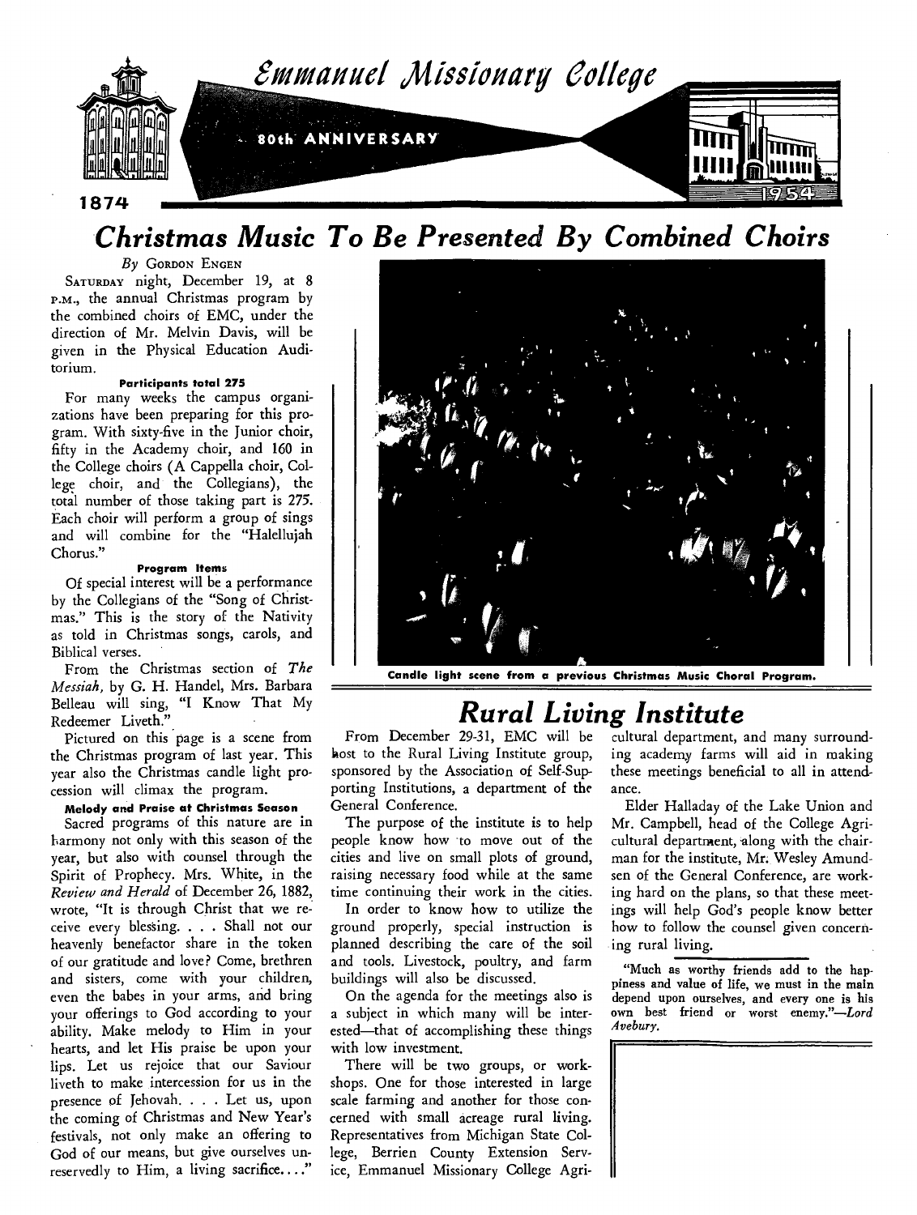Emmanuel Missionary College

80th ANNIVERSARY

1874 1954

# Christmas Music To Be Presented By Combined Choirs

*By* GORDON ENGEN

SATURDAY night, December 19, at 8 P.M., the annual Christmas program by the combined choirs of EMC, under the direction of Mr. Melvin Davis, will be given in the Physical Education Auditorium.

**Participants total 275**

For many weeks the campus organizations have been preparing for this program. With sixty-five in the Junior choir, fifty in the Academy choir, and 160 in the College choirs (A Cappella choir, College choir, and the Collegians), the total number of those taking part is 275. Each choir will perform a group of sings and will combine for the "Halelujah Chorus."

**Program Items**

Of special interest will be a performance by the Collegians of the "Song of Christmas." This is the story of the Nativity as told in Christmas songs, carols, and Biblical verses.

From the Christmas section of *The Messiah*, by G. H. Handel, Mrs. Barbara Belleau will sing, "I Know That My Redeemer Liveth."

Pictured on this page is a scene from the Christmas program of last year. This year also the Christmas candle light procession will climax the program.

**Melody and Praise at Christmas Season**

Sacred programs of this nature are in harmony not only with this season of the year, but also with counsel through the Spirit of Prophecy. Mrs. White, in the *Review and Herald* of December 26, 1882, wrote, "It is through Christ that we receive every blessing. . . . Shall not our heavenly benefactor share in the token of our gratitude and love? Come, brethren and sisters, come with your children, even the babes in your arms, and bring your offerings to God according to your ability. Make melody to Him in your hearts, and let His praise be upon your lips. Let us rejoice that our Saviour liveth to make intercession for us in the presence of Jehovah. . . . Let us, upon the coming of Christmas and New Year's festivals, not only make an offering to God of our means, but give ourselves unreservedly to Him, a living sacrifice. . . ."

Candle light scene from a previous Christmas Music Choral Program.

# Rural Living Institute

From December 29-31, EMC will be host to the Rural Living Institute group, sponsored by the Association of Self-Supporting Institutions, a department of the General Conference.

The purpose of the institute is to help people know how to move out of the cities and live on small plots of ground, raising necessary food while at the same time continuing their work in the cities.

In order to know how to utilize the ground properly, special instruction is planned describing the care of the soil and tools. Livestock, poultry, and farm buildings will also be discussed.

On the agenda for the meetings also is a subject in which many will be interested—that of accomplishing these things with low investment.

There will be two groups, or workshops. One for those interested in large scale farming and another for those concerned with small acreage rural living. Representatives from Michigan State College, Berrien County Extension Service, Emmanuel Missionary College Agricultural department, and many surrounding academy farms will aid in making these meetings beneficial to all in attendance.

Elder Halladay of the Lake Union and Mr. Campbell, head of the College Agricultural department, along with the chairman for the institute, Mr. Wesley Amundsen of the General Conference, are working hard on the plans, so that these meetings will help God's people know better how to follow the counsel given concerning rural living.

"Much as worthy friends add to the happiness and value of life, we must in the main depend upon ourselves, and every one is his own best friend or worst enemy."—*Lord Avebury.*